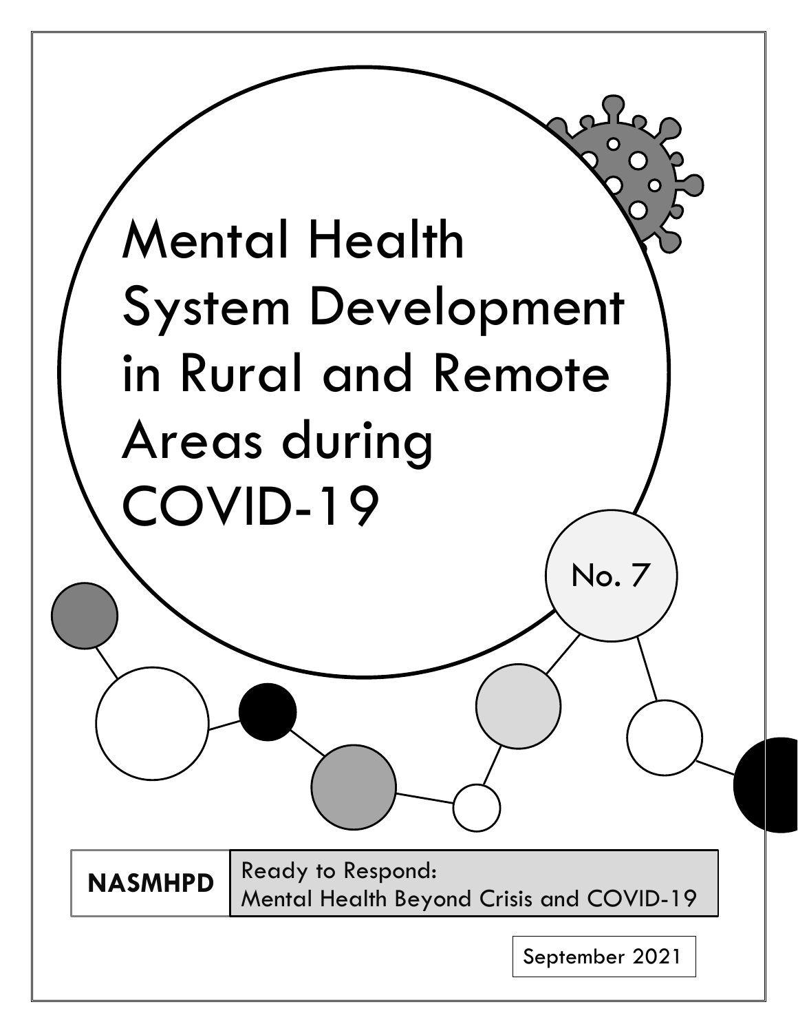# Mental Health System Development in Rural and Remote Areas during COVID-19

No. 7

**NASMHPD**

Ready to Respond:
Mental Health Beyond Crisis and COVID-19

September 2021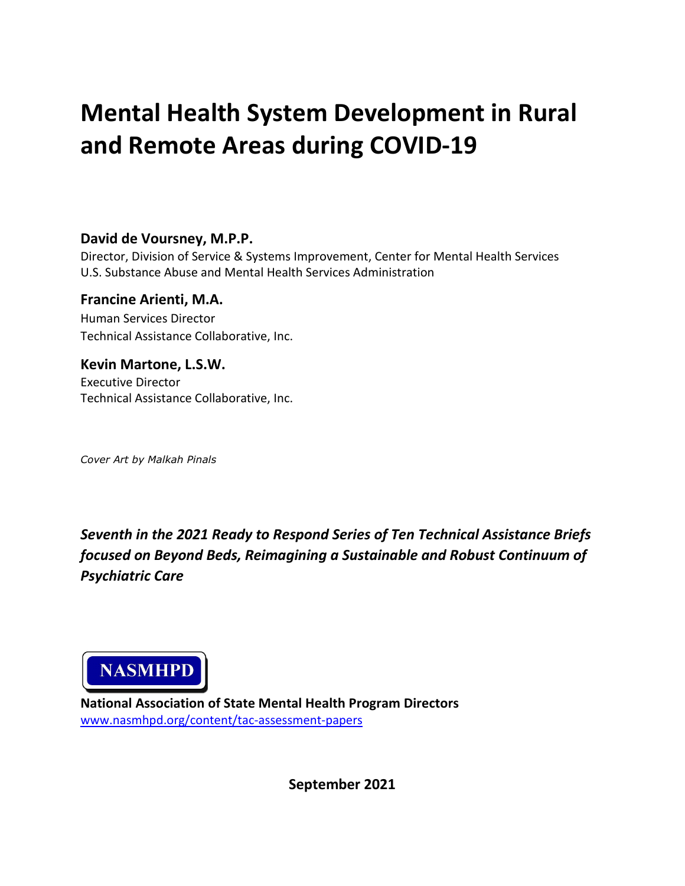# Mental Health System Development in Rural and Remote Areas during COVID-19

**David de Voursney, M.P.P.**
Director, Division of Service & Systems Improvement, Center for Mental Health Services
U.S. Substance Abuse and Mental Health Services Administration

**Francine Arienti, M.A.**
Human Services Director
Technical Assistance Collaborative, Inc.

**Kevin Martone, L.S.W.**
Executive Director
Technical Assistance Collaborative, Inc.

*Cover Art by Malkah Pinals*

***Seventh in the 2021 Ready to Respond Series of Ten Technical Assistance Briefs focused on Beyond Beds, Reimagining a Sustainable and Robust Continuum of Psychiatric Care***

NASMHPD

**National Association of State Mental Health Program Directors**
www.nasmhpd.org/content/tac-assessment-papers

**September 2021**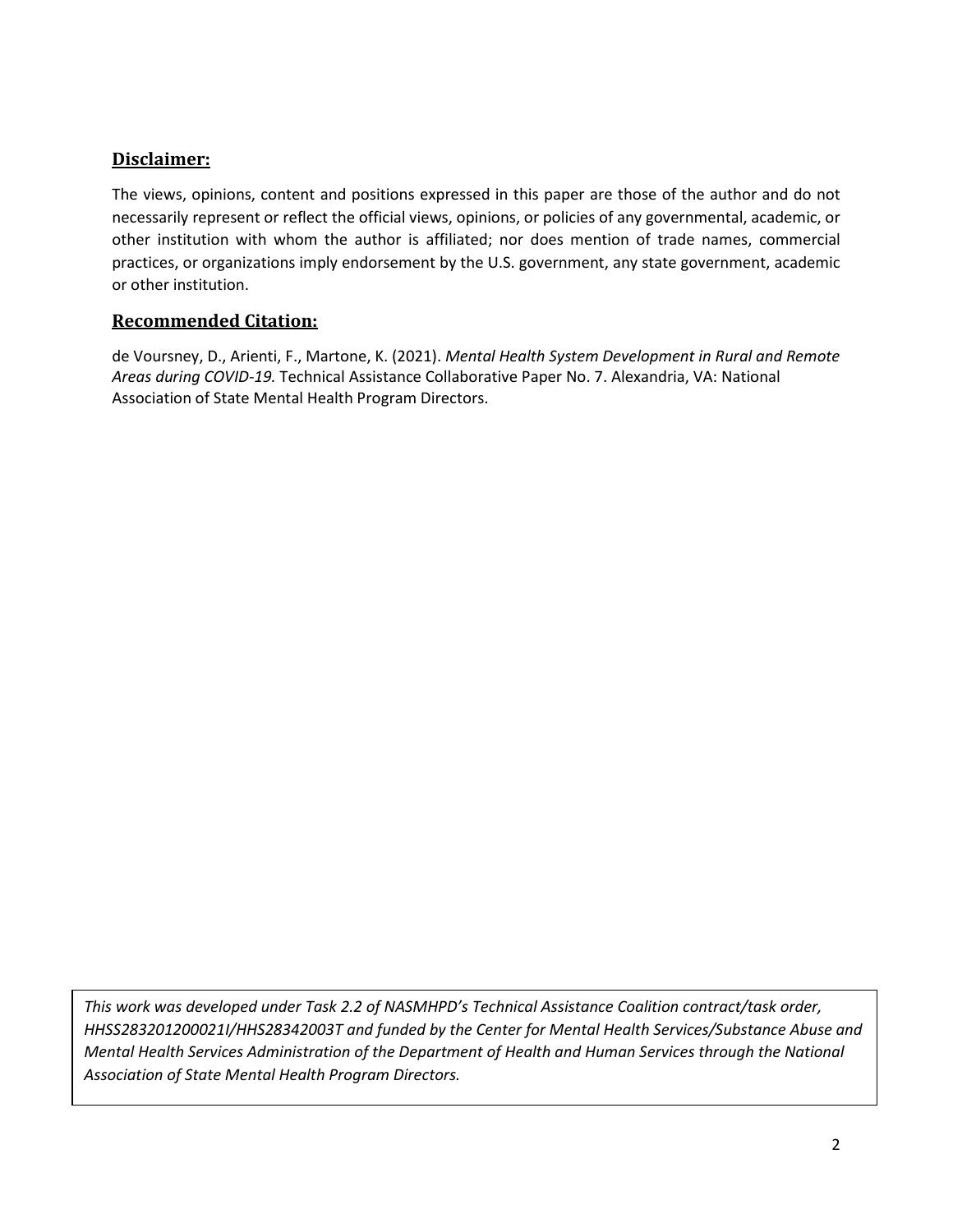## Disclaimer:

The views, opinions, content and positions expressed in this paper are those of the author and do not necessarily represent or reflect the official views, opinions, or policies of any governmental, academic, or other institution with whom the author is affiliated; nor does mention of trade names, commercial practices, or organizations imply endorsement by the U.S. government, any state government, academic or other institution.

## Recommended Citation:

de Voursney, D., Arienti, F., Martone, K. (2021). *Mental Health System Development in Rural and Remote Areas during COVID-19.* Technical Assistance Collaborative Paper No. 7. Alexandria, VA: National Association of State Mental Health Program Directors.

*This work was developed under Task 2.2 of NASMHPD's Technical Assistance Coalition contract/task order, HHSS283201200021I/HHS28342003T and funded by the Center for Mental Health Services/Substance Abuse and Mental Health Services Administration of the Department of Health and Human Services through the National Association of State Mental Health Program Directors.*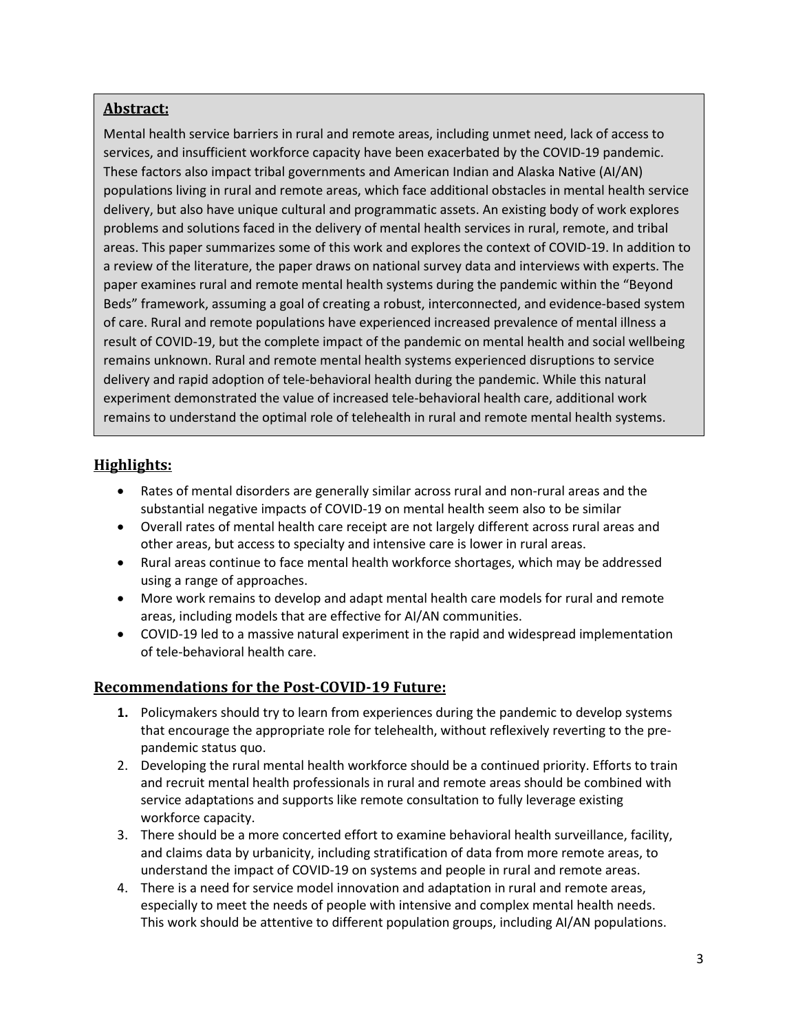## Abstract:

Mental health service barriers in rural and remote areas, including unmet need, lack of access to services, and insufficient workforce capacity have been exacerbated by the COVID-19 pandemic. These factors also impact tribal governments and American Indian and Alaska Native (AI/AN) populations living in rural and remote areas, which face additional obstacles in mental health service delivery, but also have unique cultural and programmatic assets. An existing body of work explores problems and solutions faced in the delivery of mental health services in rural, remote, and tribal areas. This paper summarizes some of this work and explores the context of COVID-19. In addition to a review of the literature, the paper draws on national survey data and interviews with experts. The paper examines rural and remote mental health systems during the pandemic within the "Beyond Beds" framework, assuming a goal of creating a robust, interconnected, and evidence-based system of care. Rural and remote populations have experienced increased prevalence of mental illness a result of COVID-19, but the complete impact of the pandemic on mental health and social wellbeing remains unknown. Rural and remote mental health systems experienced disruptions to service delivery and rapid adoption of tele-behavioral health during the pandemic. While this natural experiment demonstrated the value of increased tele-behavioral health care, additional work remains to understand the optimal role of telehealth in rural and remote mental health systems.

## Highlights:

- Rates of mental disorders are generally similar across rural and non-rural areas and the substantial negative impacts of COVID-19 on mental health seem also to be similar
- Overall rates of mental health care receipt are not largely different across rural areas and other areas, but access to specialty and intensive care is lower in rural areas.
- Rural areas continue to face mental health workforce shortages, which may be addressed using a range of approaches.
- More work remains to develop and adapt mental health care models for rural and remote areas, including models that are effective for AI/AN communities.
- COVID-19 led to a massive natural experiment in the rapid and widespread implementation of tele-behavioral health care.

## Recommendations for the Post-COVID-19 Future:

1. Policymakers should try to learn from experiences during the pandemic to develop systems that encourage the appropriate role for telehealth, without reflexively reverting to the pre-pandemic status quo.
2. Developing the rural mental health workforce should be a continued priority. Efforts to train and recruit mental health professionals in rural and remote areas should be combined with service adaptations and supports like remote consultation to fully leverage existing workforce capacity.
3. There should be a more concerted effort to examine behavioral health surveillance, facility, and claims data by urbanicity, including stratification of data from more remote areas, to understand the impact of COVID-19 on systems and people in rural and remote areas.
4. There is a need for service model innovation and adaptation in rural and remote areas, especially to meet the needs of people with intensive and complex mental health needs. This work should be attentive to different population groups, including AI/AN populations.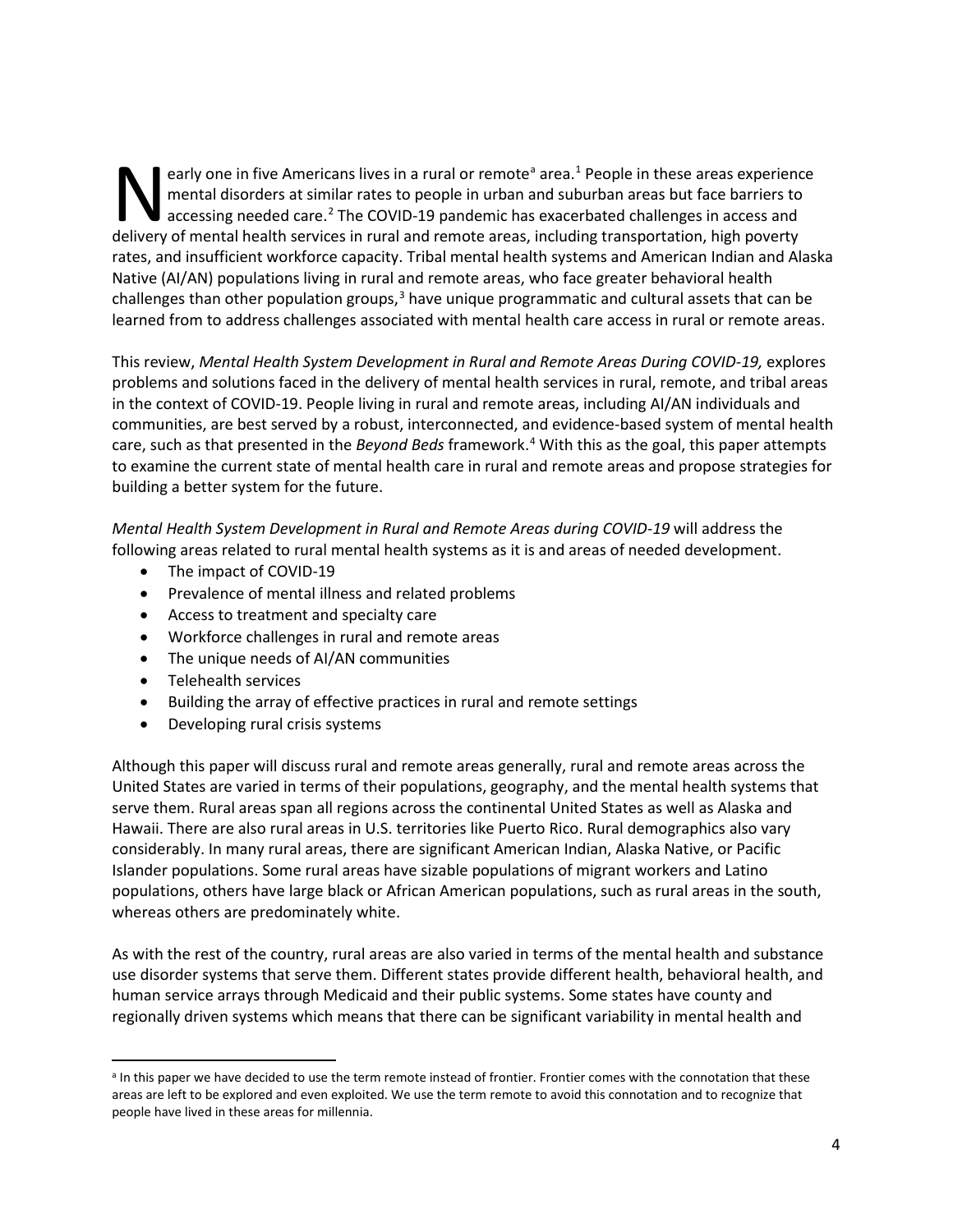Nearly one in five Americans lives in a rural or remote[a] area.[1] People in these areas experience mental disorders at similar rates to people in urban and suburban areas but face barriers to accessing needed care.[2] The COVID-19 pandemic has exacerbated challenges in access and delivery of mental health services in rural and remote areas, including transportation, high poverty rates, and insufficient workforce capacity. Tribal mental health systems and American Indian and Alaska Native (AI/AN) populations living in rural and remote areas, who face greater behavioral health challenges than other population groups,[3] have unique programmatic and cultural assets that can be learned from to address challenges associated with mental health care access in rural or remote areas.

This review, *Mental Health System Development in Rural and Remote Areas During COVID-19,* explores problems and solutions faced in the delivery of mental health services in rural, remote, and tribal areas in the context of COVID-19. People living in rural and remote areas, including AI/AN individuals and communities, are best served by a robust, interconnected, and evidence-based system of mental health care, such as that presented in the *Beyond Beds* framework.[4] With this as the goal, this paper attempts to examine the current state of mental health care in rural and remote areas and propose strategies for building a better system for the future.

*Mental Health System Development in Rural and Remote Areas during COVID-19* will address the following areas related to rural mental health systems as it is and areas of needed development.

- The impact of COVID-19
- Prevalence of mental illness and related problems
- Access to treatment and specialty care
- Workforce challenges in rural and remote areas
- The unique needs of AI/AN communities
- Telehealth services
- Building the array of effective practices in rural and remote settings
- Developing rural crisis systems

Although this paper will discuss rural and remote areas generally, rural and remote areas across the United States are varied in terms of their populations, geography, and the mental health systems that serve them. Rural areas span all regions across the continental United States as well as Alaska and Hawaii. There are also rural areas in U.S. territories like Puerto Rico. Rural demographics also vary considerably. In many rural areas, there are significant American Indian, Alaska Native, or Pacific Islander populations. Some rural areas have sizable populations of migrant workers and Latino populations, others have large black or African American populations, such as rural areas in the south, whereas others are predominately white.

As with the rest of the country, rural areas are also varied in terms of the mental health and substance use disorder systems that serve them. Different states provide different health, behavioral health, and human service arrays through Medicaid and their public systems. Some states have county and regionally driven systems which means that there can be significant variability in mental health and

---

[a] In this paper we have decided to use the term remote instead of frontier. Frontier comes with the connotation that these areas are left to be explored and even exploited. We use the term remote to avoid this connotation and to recognize that people have lived in these areas for millennia.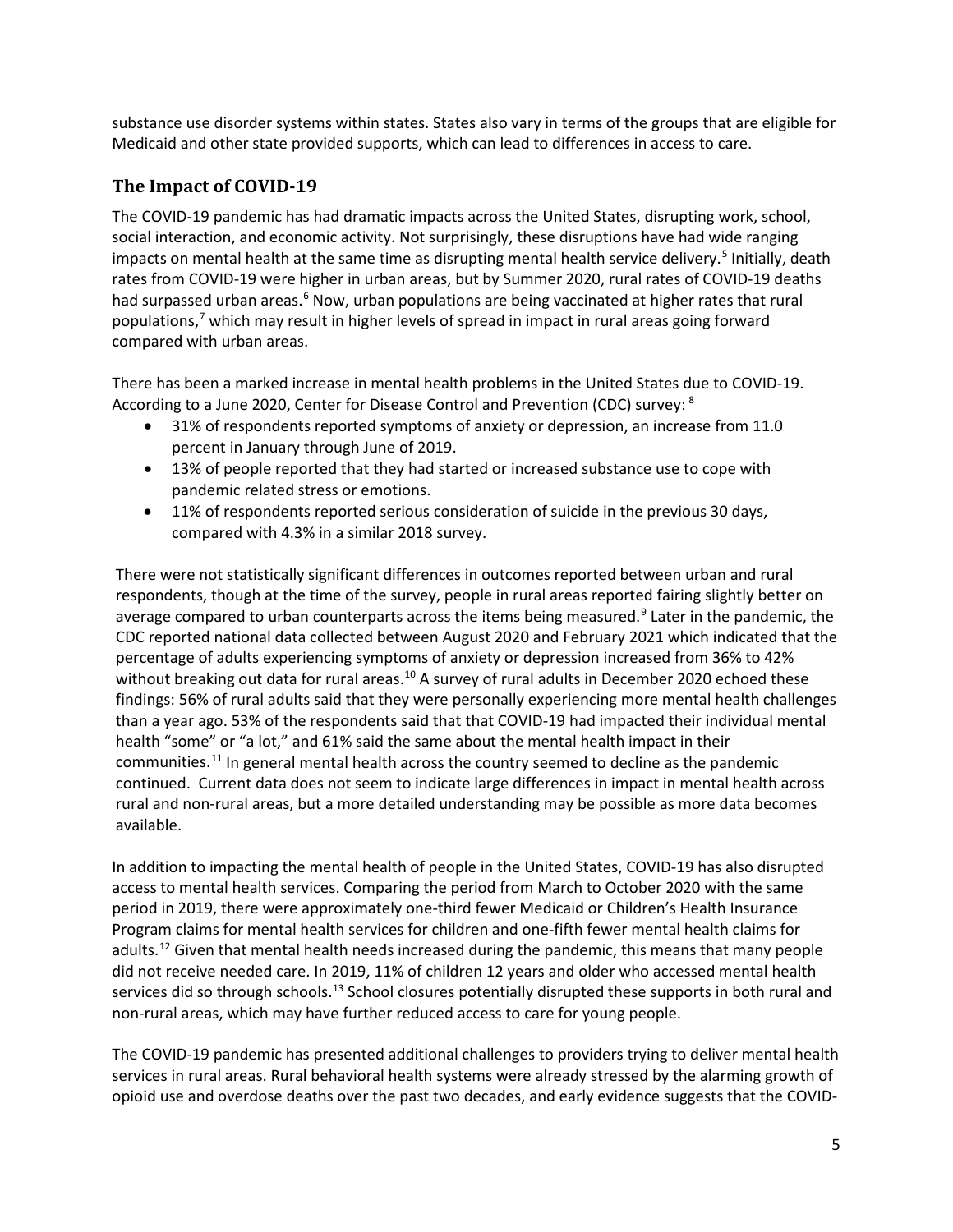substance use disorder systems within states. States also vary in terms of the groups that are eligible for Medicaid and other state provided supports, which can lead to differences in access to care.

## The Impact of COVID-19

The COVID-19 pandemic has had dramatic impacts across the United States, disrupting work, school, social interaction, and economic activity. Not surprisingly, these disruptions have had wide ranging impacts on mental health at the same time as disrupting mental health service delivery.[5] Initially, death rates from COVID-19 were higher in urban areas, but by Summer 2020, rural rates of COVID-19 deaths had surpassed urban areas.[6] Now, urban populations are being vaccinated at higher rates that rural populations,[7] which may result in higher levels of spread in impact in rural areas going forward compared with urban areas.

There has been a marked increase in mental health problems in the United States due to COVID-19. According to a June 2020, Center for Disease Control and Prevention (CDC) survey: [8]

- 31% of respondents reported symptoms of anxiety or depression, an increase from 11.0 percent in January through June of 2019.
- 13% of people reported that they had started or increased substance use to cope with pandemic related stress or emotions.
- 11% of respondents reported serious consideration of suicide in the previous 30 days, compared with 4.3% in a similar 2018 survey.

There were not statistically significant differences in outcomes reported between urban and rural respondents, though at the time of the survey, people in rural areas reported fairing slightly better on average compared to urban counterparts across the items being measured.[9] Later in the pandemic, the CDC reported national data collected between August 2020 and February 2021 which indicated that the percentage of adults experiencing symptoms of anxiety or depression increased from 36% to 42% without breaking out data for rural areas.[10] A survey of rural adults in December 2020 echoed these findings: 56% of rural adults said that they were personally experiencing more mental health challenges than a year ago. 53% of the respondents said that that COVID-19 had impacted their individual mental health "some" or "a lot," and 61% said the same about the mental health impact in their communities.[11] In general mental health across the country seemed to decline as the pandemic continued. Current data does not seem to indicate large differences in impact in mental health across rural and non-rural areas, but a more detailed understanding may be possible as more data becomes available.

In addition to impacting the mental health of people in the United States, COVID-19 has also disrupted access to mental health services. Comparing the period from March to October 2020 with the same period in 2019, there were approximately one-third fewer Medicaid or Children's Health Insurance Program claims for mental health services for children and one-fifth fewer mental health claims for adults.[12] Given that mental health needs increased during the pandemic, this means that many people did not receive needed care. In 2019, 11% of children 12 years and older who accessed mental health services did so through schools.[13] School closures potentially disrupted these supports in both rural and non-rural areas, which may have further reduced access to care for young people.

The COVID-19 pandemic has presented additional challenges to providers trying to deliver mental health services in rural areas. Rural behavioral health systems were already stressed by the alarming growth of opioid use and overdose deaths over the past two decades, and early evidence suggests that the COVID-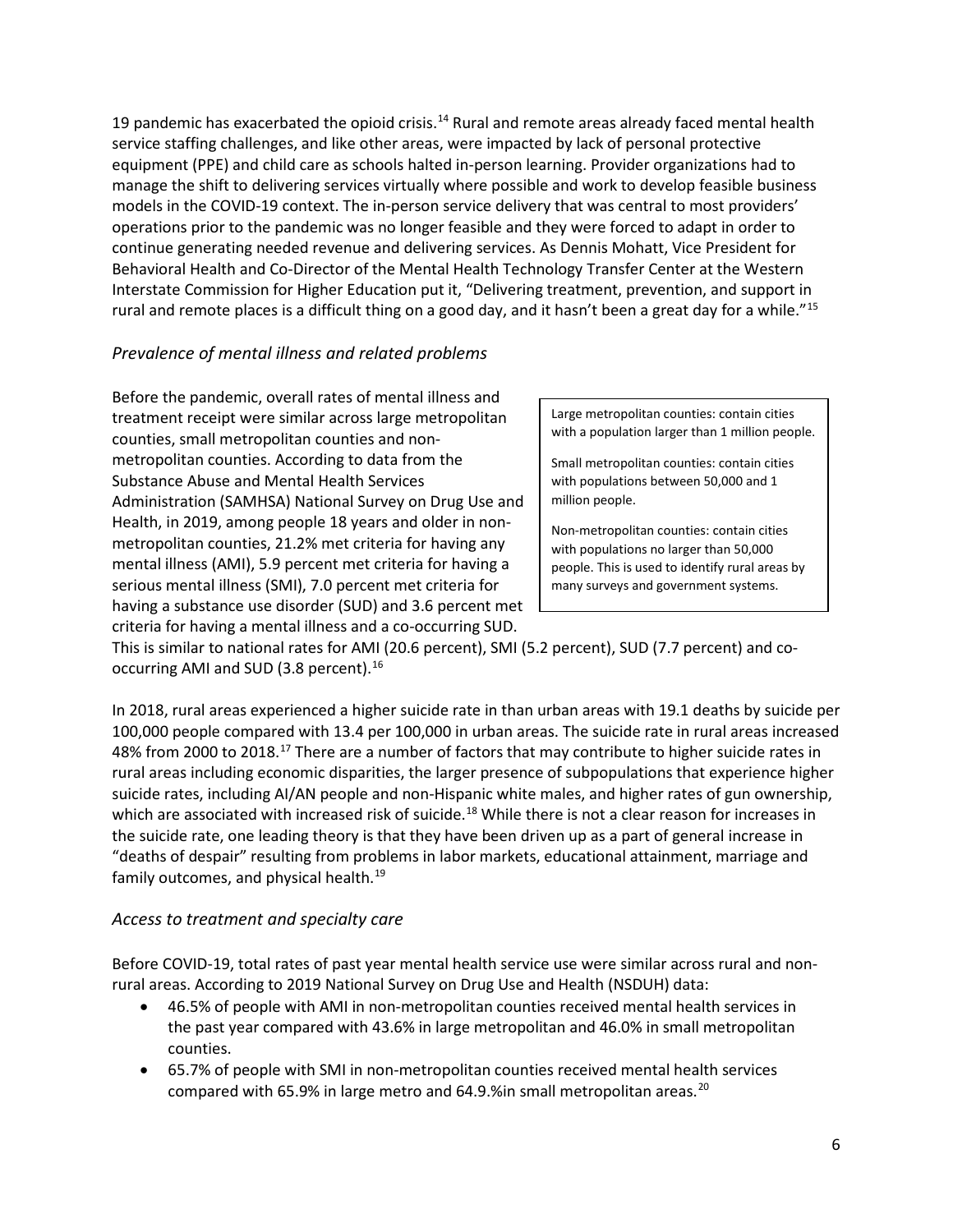19 pandemic has exacerbated the opioid crisis.[14] Rural and remote areas already faced mental health service staffing challenges, and like other areas, were impacted by lack of personal protective equipment (PPE) and child care as schools halted in-person learning. Provider organizations had to manage the shift to delivering services virtually where possible and work to develop feasible business models in the COVID-19 context. The in-person service delivery that was central to most providers' operations prior to the pandemic was no longer feasible and they were forced to adapt in order to continue generating needed revenue and delivering services. As Dennis Mohatt, Vice President for Behavioral Health and Co-Director of the Mental Health Technology Transfer Center at the Western Interstate Commission for Higher Education put it, "Delivering treatment, prevention, and support in rural and remote places is a difficult thing on a good day, and it hasn't been a great day for a while."[15]

### *Prevalence of mental illness and related problems*

Before the pandemic, overall rates of mental illness and treatment receipt were similar across large metropolitan counties, small metropolitan counties and non-metropolitan counties. According to data from the Substance Abuse and Mental Health Services Administration (SAMHSA) National Survey on Drug Use and Health, in 2019, among people 18 years and older in non-metropolitan counties, 21.2% met criteria for having any mental illness (AMI), 5.9 percent met criteria for having a serious mental illness (SMI), 7.0 percent met criteria for having a substance use disorder (SUD) and 3.6 percent met criteria for having a mental illness and a co-occurring SUD. This is similar to national rates for AMI (20.6 percent), SMI (5.2 percent), SUD (7.7 percent) and co-occurring AMI and SUD (3.8 percent).[16]

> Large metropolitan counties: contain cities with a population larger than 1 million people.
>
> Small metropolitan counties: contain cities with populations between 50,000 and 1 million people.
>
> Non-metropolitan counties: contain cities with populations no larger than 50,000 people. This is used to identify rural areas by many surveys and government systems.

In 2018, rural areas experienced a higher suicide rate in than urban areas with 19.1 deaths by suicide per 100,000 people compared with 13.4 per 100,000 in urban areas. The suicide rate in rural areas increased 48% from 2000 to 2018.[17] There are a number of factors that may contribute to higher suicide rates in rural areas including economic disparities, the larger presence of subpopulations that experience higher suicide rates, including AI/AN people and non-Hispanic white males, and higher rates of gun ownership, which are associated with increased risk of suicide.[18] While there is not a clear reason for increases in the suicide rate, one leading theory is that they have been driven up as a part of general increase in "deaths of despair" resulting from problems in labor markets, educational attainment, marriage and family outcomes, and physical health.[19]

### *Access to treatment and specialty care*

Before COVID-19, total rates of past year mental health service use were similar across rural and non-rural areas. According to 2019 National Survey on Drug Use and Health (NSDUH) data:

- 46.5% of people with AMI in non-metropolitan counties received mental health services in the past year compared with 43.6% in large metropolitan and 46.0% in small metropolitan counties.
- 65.7% of people with SMI in non-metropolitan counties received mental health services compared with 65.9% in large metro and 64.9.%in small metropolitan areas.[20]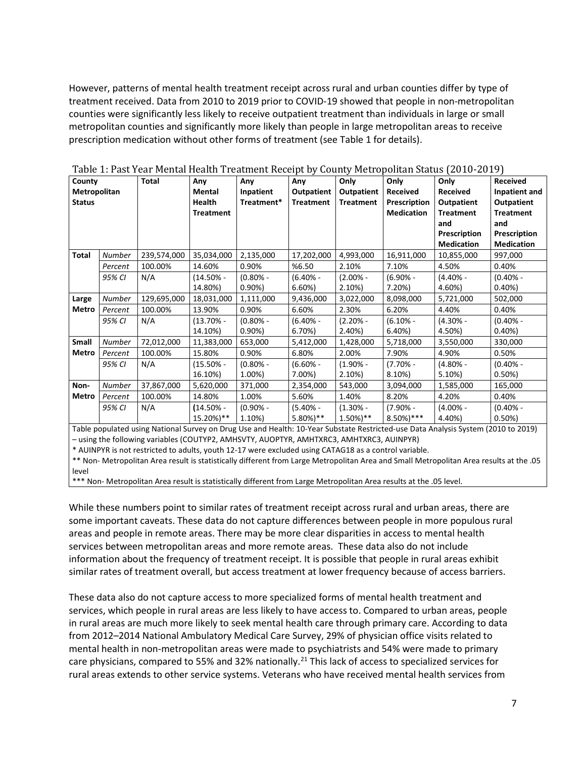However, patterns of mental health treatment receipt across rural and urban counties differ by type of treatment received. Data from 2010 to 2019 prior to COVID-19 showed that people in non-metropolitan counties were significantly less likely to receive outpatient treatment than individuals in large or small metropolitan counties and significantly more likely than people in large metropolitan areas to receive prescription medication without other forms of treatment (see Table 1 for details).

Table 1: Past Year Mental Health Treatment Receipt by County Metropolitan Status (2010-2019)

| County Metropolitan Status | | Total | Any Mental Health Treatment | Any Inpatient Treatment* | Any Outpatient Treatment | Only Outpatient Treatment | Only Received Prescription Medication | Only Received Outpatient Treatment and Prescription Medication | Received Inpatient and Outpatient Treatment and Prescription Medication |
|---|---|---|---|---|---|---|---|---|---|
| **Total** | *Number* | 239,574,000 | 35,034,000 | 2,135,000 | 17,202,000 | 4,993,000 | 16,911,000 | 10,855,000 | 997,000 |
| | *Percent* | 100.00% | 14.60% | 0.90% | %6.50 | 2.10% | 7.10% | 4.50% | 0.40% |
| | *95% CI* | N/A | (14.50% - 14.80%) | (0.80% - 0.90%) | (6.40% - 6.60%) | (2.00% - 2.10%) | (6.90% - 7.20%) | (4.40% - 4.60%) | (0.40% - 0.40%) |
| **Large Metro** | *Number* | 129,695,000 | 18,031,000 | 1,111,000 | 9,436,000 | 3,022,000 | 8,098,000 | 5,721,000 | 502,000 |
| | *Percent* | 100.00% | 13.90% | 0.90% | 6.60% | 2.30% | 6.20% | 4.40% | 0.40% |
| | *95% CI* | N/A | (13.70% - 14.10%) | (0.80% - 0.90%) | (6.40% - 6.70%) | (2.20% - 2.40%) | (6.10% - 6.40%) | (4.30% - 4.50%) | (0.40% - 0.40%) |
| **Small Metro** | *Number* | 72,012,000 | 11,383,000 | 653,000 | 5,412,000 | 1,428,000 | 5,718,000 | 3,550,000 | 330,000 |
| | *Percent* | 100.00% | 15.80% | 0.90% | 6.80% | 2.00% | 7.90% | 4.90% | 0.50% |
| | *95% CI* | N/A | (15.50% - 16.10%) | (0.80% - 1.00%) | (6.60% - 7.00%) | (1.90% - 2.10%) | (7.70% - 8.10%) | (4.80% - 5.10%) | (0.40% - 0.50%) |
| **Non-Metro** | *Number* | 37,867,000 | 5,620,000 | 371,000 | 2,354,000 | 543,000 | 3,094,000 | 1,585,000 | 165,000 |
| | *Percent* | 100.00% | 14.80% | 1.00% | 5.60% | 1.40% | 8.20% | 4.20% | 0.40% |
| | *95% CI* | N/A | (14.50% - 15.20%)** | (0.90% - 1.10%) | (5.40% - 5.80%)** | (1.30% - 1.50%)** | (7.90% - 8.50%)*** | (4.00% - 4.40%) | (0.40% - 0.50%) |

Table populated using National Survey on Drug Use and Health: 10-Year Substate Restricted-use Data Analysis System (2010 to 2019) – using the following variables (COUTYP2, AMHSVTY, AUOPTYR, AMHTXRC3, AMHTXRC3, AUINPYR)

* AUINPYR is not restricted to adults, youth 12-17 were excluded using CATAG18 as a control variable.

** Non- Metropolitan Area result is statistically different from Large Metropolitan Area and Small Metropolitan Area results at the .05 level

*** Non- Metropolitan Area result is statistically different from Large Metropolitan Area results at the .05 level.

While these numbers point to similar rates of treatment receipt across rural and urban areas, there are some important caveats. These data do not capture differences between people in more populous rural areas and people in remote areas. There may be more clear disparities in access to mental health services between metropolitan areas and more remote areas. These data also do not include information about the frequency of treatment receipt. It is possible that people in rural areas exhibit similar rates of treatment overall, but access treatment at lower frequency because of access barriers.

These data also do not capture access to more specialized forms of mental health treatment and services, which people in rural areas are less likely to have access to. Compared to urban areas, people in rural areas are much more likely to seek mental health care through primary care. According to data from 2012–2014 National Ambulatory Medical Care Survey, 29% of physician office visits related to mental health in non-metropolitan areas were made to psychiatrists and 54% were made to primary care physicians, compared to 55% and 32% nationally.[21] This lack of access to specialized services for rural areas extends to other service systems. Veterans who have received mental health services from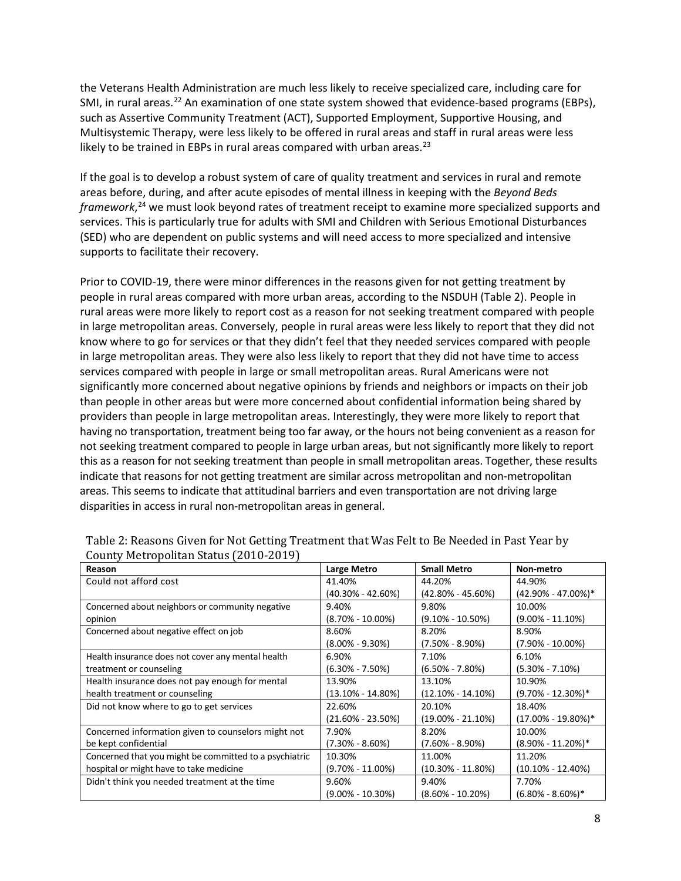the Veterans Health Administration are much less likely to receive specialized care, including care for SMI, in rural areas.[22] An examination of one state system showed that evidence-based programs (EBPs), such as Assertive Community Treatment (ACT), Supported Employment, Supportive Housing, and Multisystemic Therapy, were less likely to be offered in rural areas and staff in rural areas were less likely to be trained in EBPs in rural areas compared with urban areas.[23]

If the goal is to develop a robust system of care of quality treatment and services in rural and remote areas before, during, and after acute episodes of mental illness in keeping with the *Beyond Beds framework*,[24] we must look beyond rates of treatment receipt to examine more specialized supports and services. This is particularly true for adults with SMI and Children with Serious Emotional Disturbances (SED) who are dependent on public systems and will need access to more specialized and intensive supports to facilitate their recovery.

Prior to COVID-19, there were minor differences in the reasons given for not getting treatment by people in rural areas compared with more urban areas, according to the NSDUH (Table 2). People in rural areas were more likely to report cost as a reason for not seeking treatment compared with people in large metropolitan areas. Conversely, people in rural areas were less likely to report that they did not know where to go for services or that they didn't feel that they needed services compared with people in large metropolitan areas. They were also less likely to report that they did not have time to access services compared with people in large or small metropolitan areas. Rural Americans were not significantly more concerned about negative opinions by friends and neighbors or impacts on their job than people in other areas but were more concerned about confidential information being shared by providers than people in large metropolitan areas. Interestingly, they were more likely to report that having no transportation, treatment being too far away, or the hours not being convenient as a reason for not seeking treatment compared to people in large urban areas, but not significantly more likely to report this as a reason for not seeking treatment than people in small metropolitan areas. Together, these results indicate that reasons for not getting treatment are similar across metropolitan and non-metropolitan areas. This seems to indicate that attitudinal barriers and even transportation are not driving large disparities in access in rural non-metropolitan areas in general.

Table 2: Reasons Given for Not Getting Treatment that Was Felt to Be Needed in Past Year by County Metropolitan Status (2010-2019)

| Reason | Large Metro | Small Metro | Non-metro |
|---|---|---|---|
| Could not afford cost | 41.40% (40.30% - 42.60%) | 44.20% (42.80% - 45.60%) | 44.90% (42.90% - 47.00%)* |
| Concerned about neighbors or community negative opinion | 9.40% (8.70% - 10.00%) | 9.80% (9.10% - 10.50%) | 10.00% (9.00% - 11.10%) |
| Concerned about negative effect on job | 8.60% (8.00% - 9.30%) | 8.20% (7.50% - 8.90%) | 8.90% (7.90% - 10.00%) |
| Health insurance does not cover any mental health treatment or counseling | 6.90% (6.30% - 7.50%) | 7.10% (6.50% - 7.80%) | 6.10% (5.30% - 7.10%) |
| Health insurance does not pay enough for mental health treatment or counseling | 13.90% (13.10% - 14.80%) | 13.10% (12.10% - 14.10%) | 10.90% (9.70% - 12.30%)* |
| Did not know where to go to get services | 22.60% (21.60% - 23.50%) | 20.10% (19.00% - 21.10%) | 18.40% (17.00% - 19.80%)* |
| Concerned information given to counselors might not be kept confidential | 7.90% (7.30% - 8.60%) | 8.20% (7.60% - 8.90%) | 10.00% (8.90% - 11.20%)* |
| Concerned that you might be committed to a psychiatric hospital or might have to take medicine | 10.30% (9.70% - 11.00%) | 11.00% (10.30% - 11.80%) | 11.20% (10.10% - 12.40%) |
| Didn't think you needed treatment at the time | 9.60% (9.00% - 10.30%) | 9.40% (8.60% - 10.20%) | 7.70% (6.80% - 8.60%)* |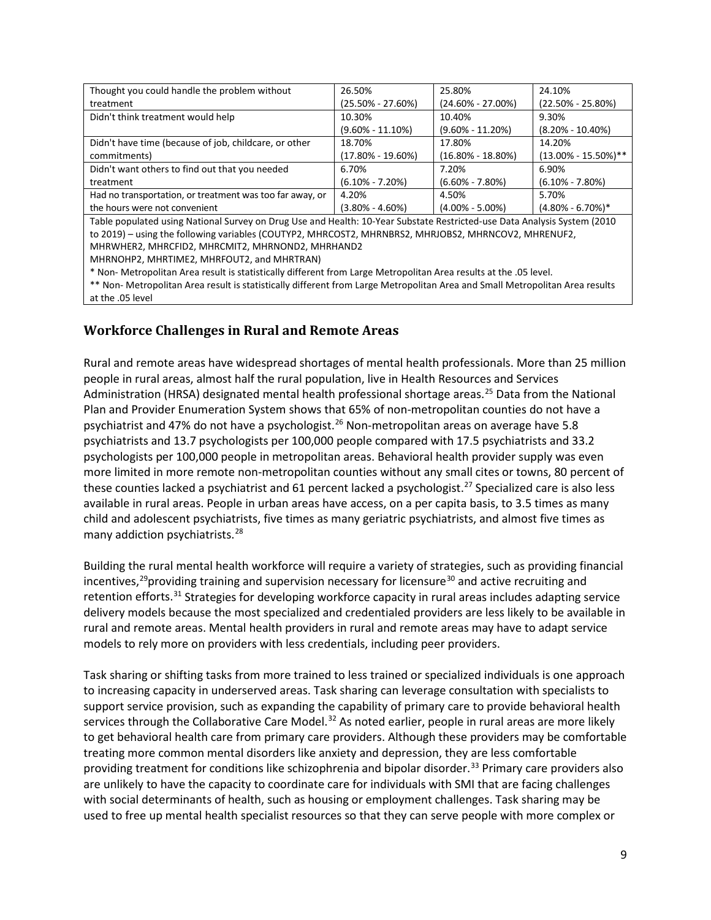| | | | |
|---|---|---|---|
| Thought you could handle the problem without treatment | 26.50% (25.50% - 27.60%) | 25.80% (24.60% - 27.00%) | 24.10% (22.50% - 25.80%) |
| Didn't think treatment would help | 10.30% (9.60% - 11.10%) | 10.40% (9.60% - 11.20%) | 9.30% (8.20% - 10.40%) |
| Didn't have time (because of job, childcare, or other commitments) | 18.70% (17.80% - 19.60%) | 17.80% (16.80% - 18.80%) | 14.20% (13.00% - 15.50%)** |
| Didn't want others to find out that you needed treatment | 6.70% (6.10% - 7.20%) | 7.20% (6.60% - 7.80%) | 6.90% (6.10% - 7.80%) |
| Had no transportation, or treatment was too far away, or the hours were not convenient | 4.20% (3.80% - 4.60%) | 4.50% (4.00% - 5.00%) | 5.70% (4.80% - 6.70%)* |

Table populated using National Survey on Drug Use and Health: 10-Year Substate Restricted-use Data Analysis System (2010 to 2019) – using the following variables (COUTYP2, MHRCOST2, MHRNBRS2, MHRJOBS2, MHRNCOV2, MHRENUF2, MHRWHER2, MHRCFID2, MHRCMIT2, MHRNOND2, MHRHAND2 MHRNOHP2, MHRTIME2, MHRFOUT2, and MHRTRAN)

* Non- Metropolitan Area result is statistically different from Large Metropolitan Area results at the .05 level.

** Non- Metropolitan Area result is statistically different from Large Metropolitan Area and Small Metropolitan Area results at the .05 level

## Workforce Challenges in Rural and Remote Areas

Rural and remote areas have widespread shortages of mental health professionals. More than 25 million people in rural areas, almost half the rural population, live in Health Resources and Services Administration (HRSA) designated mental health professional shortage areas.[25] Data from the National Plan and Provider Enumeration System shows that 65% of non-metropolitan counties do not have a psychiatrist and 47% do not have a psychologist.[26] Non-metropolitan areas on average have 5.8 psychiatrists and 13.7 psychologists per 100,000 people compared with 17.5 psychiatrists and 33.2 psychologists per 100,000 people in metropolitan areas. Behavioral health provider supply was even more limited in more remote non-metropolitan counties without any small cites or towns, 80 percent of these counties lacked a psychiatrist and 61 percent lacked a psychologist.[27] Specialized care is also less available in rural areas. People in urban areas have access, on a per capita basis, to 3.5 times as many child and adolescent psychiatrists, five times as many geriatric psychiatrists, and almost five times as many addiction psychiatrists.[28]

Building the rural mental health workforce will require a variety of strategies, such as providing financial incentives,[29]providing training and supervision necessary for licensure[30] and active recruiting and retention efforts.[31] Strategies for developing workforce capacity in rural areas includes adapting service delivery models because the most specialized and credentialed providers are less likely to be available in rural and remote areas. Mental health providers in rural and remote areas may have to adapt service models to rely more on providers with less credentials, including peer providers.

Task sharing or shifting tasks from more trained to less trained or specialized individuals is one approach to increasing capacity in underserved areas. Task sharing can leverage consultation with specialists to support service provision, such as expanding the capability of primary care to provide behavioral health services through the Collaborative Care Model.[32] As noted earlier, people in rural areas are more likely to get behavioral health care from primary care providers. Although these providers may be comfortable treating more common mental disorders like anxiety and depression, they are less comfortable providing treatment for conditions like schizophrenia and bipolar disorder.[33] Primary care providers also are unlikely to have the capacity to coordinate care for individuals with SMI that are facing challenges with social determinants of health, such as housing or employment challenges. Task sharing may be used to free up mental health specialist resources so that they can serve people with more complex or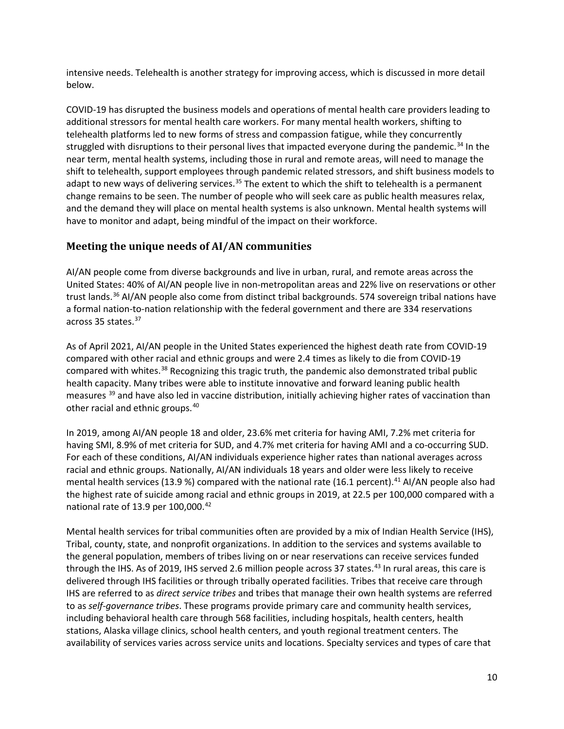intensive needs. Telehealth is another strategy for improving access, which is discussed in more detail below.

COVID-19 has disrupted the business models and operations of mental health care providers leading to additional stressors for mental health care workers. For many mental health workers, shifting to telehealth platforms led to new forms of stress and compassion fatigue, while they concurrently struggled with disruptions to their personal lives that impacted everyone during the pandemic.[34] In the near term, mental health systems, including those in rural and remote areas, will need to manage the shift to telehealth, support employees through pandemic related stressors, and shift business models to adapt to new ways of delivering services.[35] The extent to which the shift to telehealth is a permanent change remains to be seen. The number of people who will seek care as public health measures relax, and the demand they will place on mental health systems is also unknown. Mental health systems will have to monitor and adapt, being mindful of the impact on their workforce.

## Meeting the unique needs of AI/AN communities

AI/AN people come from diverse backgrounds and live in urban, rural, and remote areas across the United States: 40% of AI/AN people live in non-metropolitan areas and 22% live on reservations or other trust lands.[36] AI/AN people also come from distinct tribal backgrounds. 574 sovereign tribal nations have a formal nation-to-nation relationship with the federal government and there are 334 reservations across 35 states.[37]

As of April 2021, AI/AN people in the United States experienced the highest death rate from COVID-19 compared with other racial and ethnic groups and were 2.4 times as likely to die from COVID-19 compared with whites.[38] Recognizing this tragic truth, the pandemic also demonstrated tribal public health capacity. Many tribes were able to institute innovative and forward leaning public health measures [39] and have also led in vaccine distribution, initially achieving higher rates of vaccination than other racial and ethnic groups.[40]

In 2019, among AI/AN people 18 and older, 23.6% met criteria for having AMI, 7.2% met criteria for having SMI, 8.9% of met criteria for SUD, and 4.7% met criteria for having AMI and a co-occurring SUD. For each of these conditions, AI/AN individuals experience higher rates than national averages across racial and ethnic groups. Nationally, AI/AN individuals 18 years and older were less likely to receive mental health services (13.9 %) compared with the national rate (16.1 percent).[41] AI/AN people also had the highest rate of suicide among racial and ethnic groups in 2019, at 22.5 per 100,000 compared with a national rate of 13.9 per 100,000.[42]

Mental health services for tribal communities often are provided by a mix of Indian Health Service (IHS), Tribal, county, state, and nonprofit organizations. In addition to the services and systems available to the general population, members of tribes living on or near reservations can receive services funded through the IHS. As of 2019, IHS served 2.6 million people across 37 states.[43] In rural areas, this care is delivered through IHS facilities or through tribally operated facilities. Tribes that receive care through IHS are referred to as *direct service tribes* and tribes that manage their own health systems are referred to as *self-governance tribes*. These programs provide primary care and community health services, including behavioral health care through 568 facilities, including hospitals, health centers, health stations, Alaska village clinics, school health centers, and youth regional treatment centers. The availability of services varies across service units and locations. Specialty services and types of care that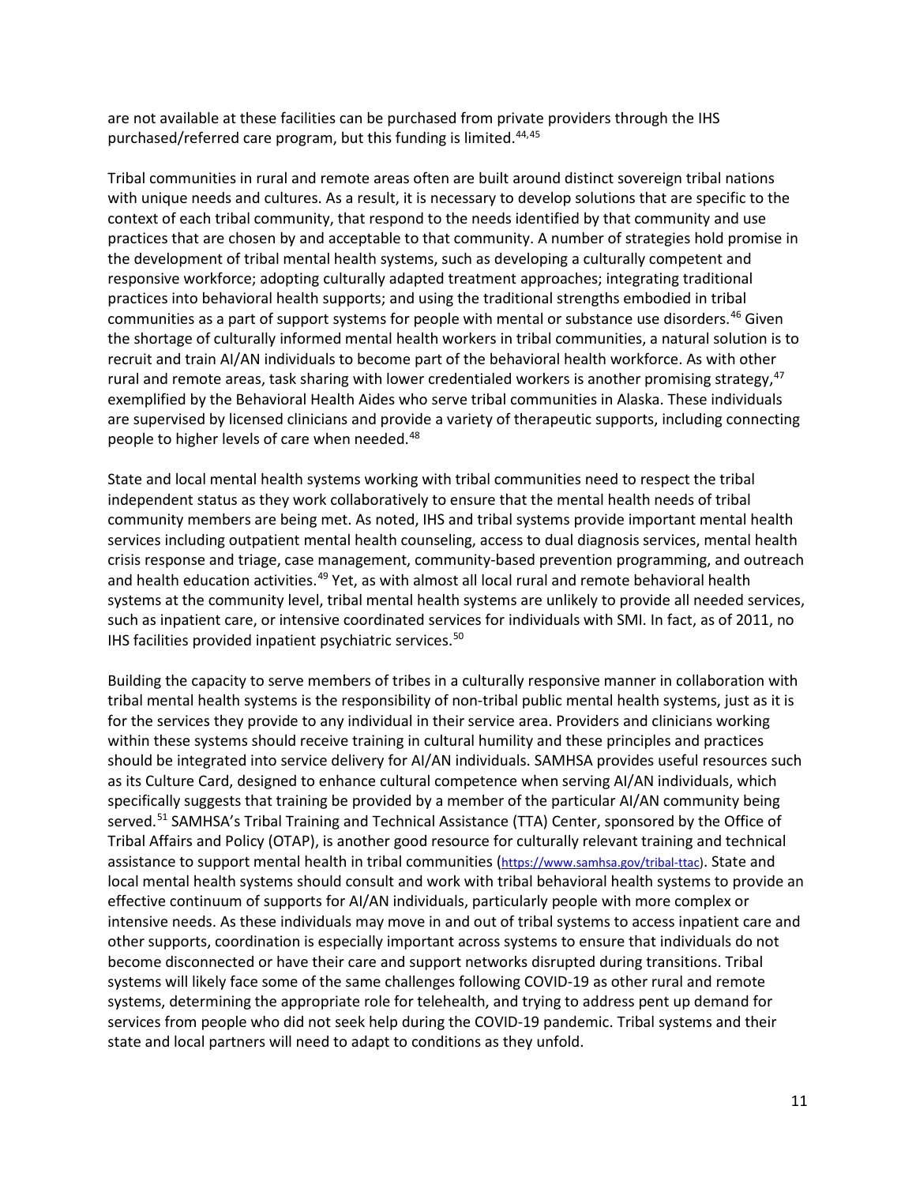are not available at these facilities can be purchased from private providers through the IHS purchased/referred care program, but this funding is limited.[44,45]

Tribal communities in rural and remote areas often are built around distinct sovereign tribal nations with unique needs and cultures. As a result, it is necessary to develop solutions that are specific to the context of each tribal community, that respond to the needs identified by that community and use practices that are chosen by and acceptable to that community. A number of strategies hold promise in the development of tribal mental health systems, such as developing a culturally competent and responsive workforce; adopting culturally adapted treatment approaches; integrating traditional practices into behavioral health supports; and using the traditional strengths embodied in tribal communities as a part of support systems for people with mental or substance use disorders.[46] Given the shortage of culturally informed mental health workers in tribal communities, a natural solution is to recruit and train AI/AN individuals to become part of the behavioral health workforce. As with other rural and remote areas, task sharing with lower credentialed workers is another promising strategy,[47] exemplified by the Behavioral Health Aides who serve tribal communities in Alaska. These individuals are supervised by licensed clinicians and provide a variety of therapeutic supports, including connecting people to higher levels of care when needed.[48]

State and local mental health systems working with tribal communities need to respect the tribal independent status as they work collaboratively to ensure that the mental health needs of tribal community members are being met. As noted, IHS and tribal systems provide important mental health services including outpatient mental health counseling, access to dual diagnosis services, mental health crisis response and triage, case management, community-based prevention programming, and outreach and health education activities.[49] Yet, as with almost all local rural and remote behavioral health systems at the community level, tribal mental health systems are unlikely to provide all needed services, such as inpatient care, or intensive coordinated services for individuals with SMI. In fact, as of 2011, no IHS facilities provided inpatient psychiatric services.[50]

Building the capacity to serve members of tribes in a culturally responsive manner in collaboration with tribal mental health systems is the responsibility of non-tribal public mental health systems, just as it is for the services they provide to any individual in their service area. Providers and clinicians working within these systems should receive training in cultural humility and these principles and practices should be integrated into service delivery for AI/AN individuals. SAMHSA provides useful resources such as its Culture Card, designed to enhance cultural competence when serving AI/AN individuals, which specifically suggests that training be provided by a member of the particular AI/AN community being served.[51] SAMHSA's Tribal Training and Technical Assistance (TTA) Center, sponsored by the Office of Tribal Affairs and Policy (OTAP), is another good resource for culturally relevant training and technical assistance to support mental health in tribal communities (https://www.samhsa.gov/tribal-ttac). State and local mental health systems should consult and work with tribal behavioral health systems to provide an effective continuum of supports for AI/AN individuals, particularly people with more complex or intensive needs. As these individuals may move in and out of tribal systems to access inpatient care and other supports, coordination is especially important across systems to ensure that individuals do not become disconnected or have their care and support networks disrupted during transitions. Tribal systems will likely face some of the same challenges following COVID-19 as other rural and remote systems, determining the appropriate role for telehealth, and trying to address pent up demand for services from people who did not seek help during the COVID-19 pandemic. Tribal systems and their state and local partners will need to adapt to conditions as they unfold.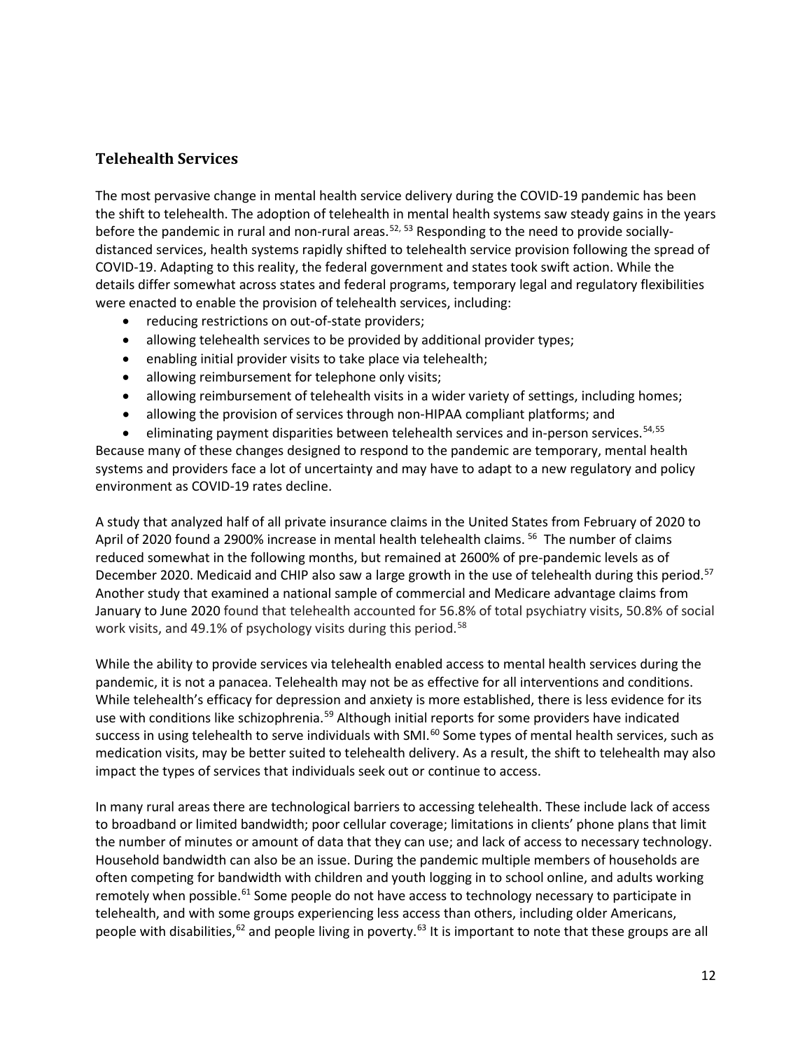## Telehealth Services

The most pervasive change in mental health service delivery during the COVID-19 pandemic has been the shift to telehealth. The adoption of telehealth in mental health systems saw steady gains in the years before the pandemic in rural and non-rural areas.[52, 53] Responding to the need to provide socially-distanced services, health systems rapidly shifted to telehealth service provision following the spread of COVID-19. Adapting to this reality, the federal government and states took swift action. While the details differ somewhat across states and federal programs, temporary legal and regulatory flexibilities were enacted to enable the provision of telehealth services, including:

- reducing restrictions on out-of-state providers;
- allowing telehealth services to be provided by additional provider types;
- enabling initial provider visits to take place via telehealth;
- allowing reimbursement for telephone only visits;
- allowing reimbursement of telehealth visits in a wider variety of settings, including homes;
- allowing the provision of services through non-HIPAA compliant platforms; and
- eliminating payment disparities between telehealth services and in-person services.[54,55]

Because many of these changes designed to respond to the pandemic are temporary, mental health systems and providers face a lot of uncertainty and may have to adapt to a new regulatory and policy environment as COVID-19 rates decline.

A study that analyzed half of all private insurance claims in the United States from February of 2020 to April of 2020 found a 2900% increase in mental health telehealth claims.[56] The number of claims reduced somewhat in the following months, but remained at 2600% of pre-pandemic levels as of December 2020. Medicaid and CHIP also saw a large growth in the use of telehealth during this period.[57] Another study that examined a national sample of commercial and Medicare advantage claims from January to June 2020 found that telehealth accounted for 56.8% of total psychiatry visits, 50.8% of social work visits, and 49.1% of psychology visits during this period.[58]

While the ability to provide services via telehealth enabled access to mental health services during the pandemic, it is not a panacea. Telehealth may not be as effective for all interventions and conditions. While telehealth's efficacy for depression and anxiety is more established, there is less evidence for its use with conditions like schizophrenia.[59] Although initial reports for some providers have indicated success in using telehealth to serve individuals with SMI.[60] Some types of mental health services, such as medication visits, may be better suited to telehealth delivery. As a result, the shift to telehealth may also impact the types of services that individuals seek out or continue to access.

In many rural areas there are technological barriers to accessing telehealth. These include lack of access to broadband or limited bandwidth; poor cellular coverage; limitations in clients' phone plans that limit the number of minutes or amount of data that they can use; and lack of access to necessary technology. Household bandwidth can also be an issue. During the pandemic multiple members of households are often competing for bandwidth with children and youth logging in to school online, and adults working remotely when possible.[61] Some people do not have access to technology necessary to participate in telehealth, and with some groups experiencing less access than others, including older Americans, people with disabilities,[62] and people living in poverty.[63] It is important to note that these groups are all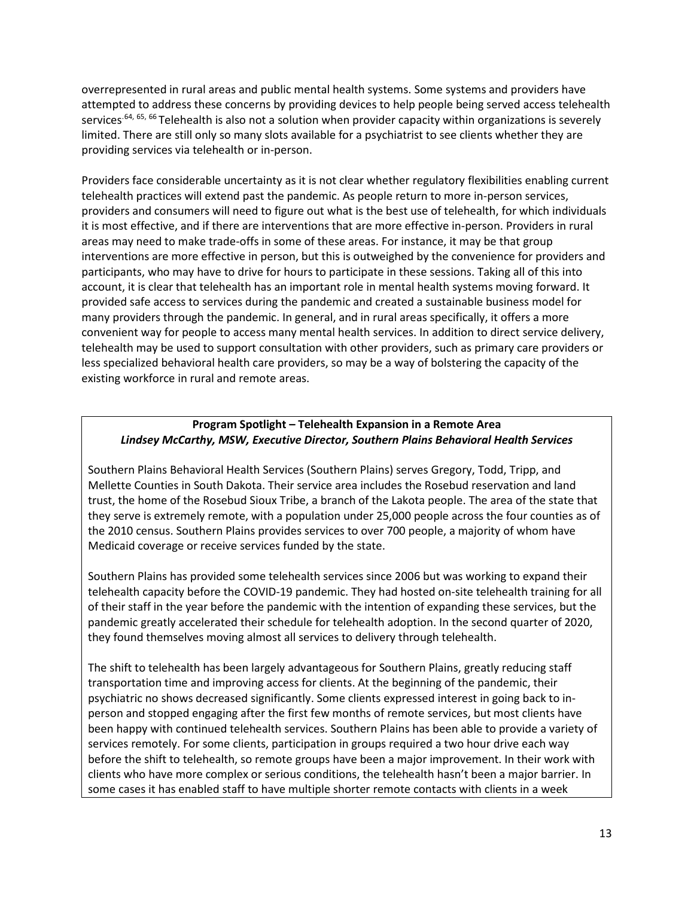overrepresented in rural areas and public mental health systems. Some systems and providers have attempted to address these concerns by providing devices to help people being served access telehealth services.[64, 65, 66] Telehealth is also not a solution when provider capacity within organizations is severely limited. There are still only so many slots available for a psychiatrist to see clients whether they are providing services via telehealth or in-person.

Providers face considerable uncertainty as it is not clear whether regulatory flexibilities enabling current telehealth practices will extend past the pandemic. As people return to more in-person services, providers and consumers will need to figure out what is the best use of telehealth, for which individuals it is most effective, and if there are interventions that are more effective in-person. Providers in rural areas may need to make trade-offs in some of these areas. For instance, it may be that group interventions are more effective in person, but this is outweighed by the convenience for providers and participants, who may have to drive for hours to participate in these sessions. Taking all of this into account, it is clear that telehealth has an important role in mental health systems moving forward. It provided safe access to services during the pandemic and created a sustainable business model for many providers through the pandemic. In general, and in rural areas specifically, it offers a more convenient way for people to access many mental health services. In addition to direct service delivery, telehealth may be used to support consultation with other providers, such as primary care providers or less specialized behavioral health care providers, so may be a way of bolstering the capacity of the existing workforce in rural and remote areas.

**Program Spotlight – Telehealth Expansion in a Remote Area**

***Lindsey McCarthy, MSW, Executive Director, Southern Plains Behavioral Health Services***

Southern Plains Behavioral Health Services (Southern Plains) serves Gregory, Todd, Tripp, and Mellette Counties in South Dakota. Their service area includes the Rosebud reservation and land trust, the home of the Rosebud Sioux Tribe, a branch of the Lakota people. The area of the state that they serve is extremely remote, with a population under 25,000 people across the four counties as of the 2010 census. Southern Plains provides services to over 700 people, a majority of whom have Medicaid coverage or receive services funded by the state.

Southern Plains has provided some telehealth services since 2006 but was working to expand their telehealth capacity before the COVID-19 pandemic. They had hosted on-site telehealth training for all of their staff in the year before the pandemic with the intention of expanding these services, but the pandemic greatly accelerated their schedule for telehealth adoption. In the second quarter of 2020, they found themselves moving almost all services to delivery through telehealth.

The shift to telehealth has been largely advantageous for Southern Plains, greatly reducing staff transportation time and improving access for clients. At the beginning of the pandemic, their psychiatric no shows decreased significantly. Some clients expressed interest in going back to in-person and stopped engaging after the first few months of remote services, but most clients have been happy with continued telehealth services. Southern Plains has been able to provide a variety of services remotely. For some clients, participation in groups required a two hour drive each way before the shift to telehealth, so remote groups have been a major improvement. In their work with clients who have more complex or serious conditions, the telehealth hasn't been a major barrier. In some cases it has enabled staff to have multiple shorter remote contacts with clients in a week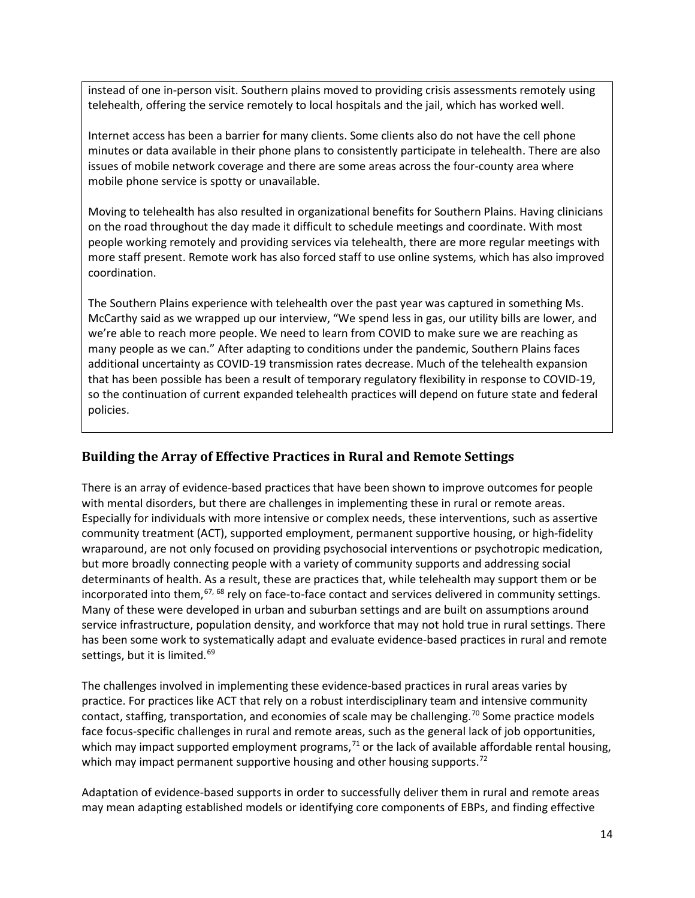instead of one in-person visit. Southern plains moved to providing crisis assessments remotely using telehealth, offering the service remotely to local hospitals and the jail, which has worked well.

Internet access has been a barrier for many clients. Some clients also do not have the cell phone minutes or data available in their phone plans to consistently participate in telehealth. There are also issues of mobile network coverage and there are some areas across the four-county area where mobile phone service is spotty or unavailable.

Moving to telehealth has also resulted in organizational benefits for Southern Plains. Having clinicians on the road throughout the day made it difficult to schedule meetings and coordinate. With most people working remotely and providing services via telehealth, there are more regular meetings with more staff present. Remote work has also forced staff to use online systems, which has also improved coordination.

The Southern Plains experience with telehealth over the past year was captured in something Ms. McCarthy said as we wrapped up our interview, "We spend less in gas, our utility bills are lower, and we're able to reach more people. We need to learn from COVID to make sure we are reaching as many people as we can." After adapting to conditions under the pandemic, Southern Plains faces additional uncertainty as COVID-19 transmission rates decrease. Much of the telehealth expansion that has been possible has been a result of temporary regulatory flexibility in response to COVID-19, so the continuation of current expanded telehealth practices will depend on future state and federal policies.

## Building the Array of Effective Practices in Rural and Remote Settings

There is an array of evidence-based practices that have been shown to improve outcomes for people with mental disorders, but there are challenges in implementing these in rural or remote areas. Especially for individuals with more intensive or complex needs, these interventions, such as assertive community treatment (ACT), supported employment, permanent supportive housing, or high-fidelity wraparound, are not only focused on providing psychosocial interventions or psychotropic medication, but more broadly connecting people with a variety of community supports and addressing social determinants of health. As a result, these are practices that, while telehealth may support them or be incorporated into them,[67, 68] rely on face-to-face contact and services delivered in community settings. Many of these were developed in urban and suburban settings and are built on assumptions around service infrastructure, population density, and workforce that may not hold true in rural settings. There has been some work to systematically adapt and evaluate evidence-based practices in rural and remote settings, but it is limited.[69]

The challenges involved in implementing these evidence-based practices in rural areas varies by practice. For practices like ACT that rely on a robust interdisciplinary team and intensive community contact, staffing, transportation, and economies of scale may be challenging.[70] Some practice models face focus-specific challenges in rural and remote areas, such as the general lack of job opportunities, which may impact supported employment programs,[71] or the lack of available affordable rental housing, which may impact permanent supportive housing and other housing supports.[72]

Adaptation of evidence-based supports in order to successfully deliver them in rural and remote areas may mean adapting established models or identifying core components of EBPs, and finding effective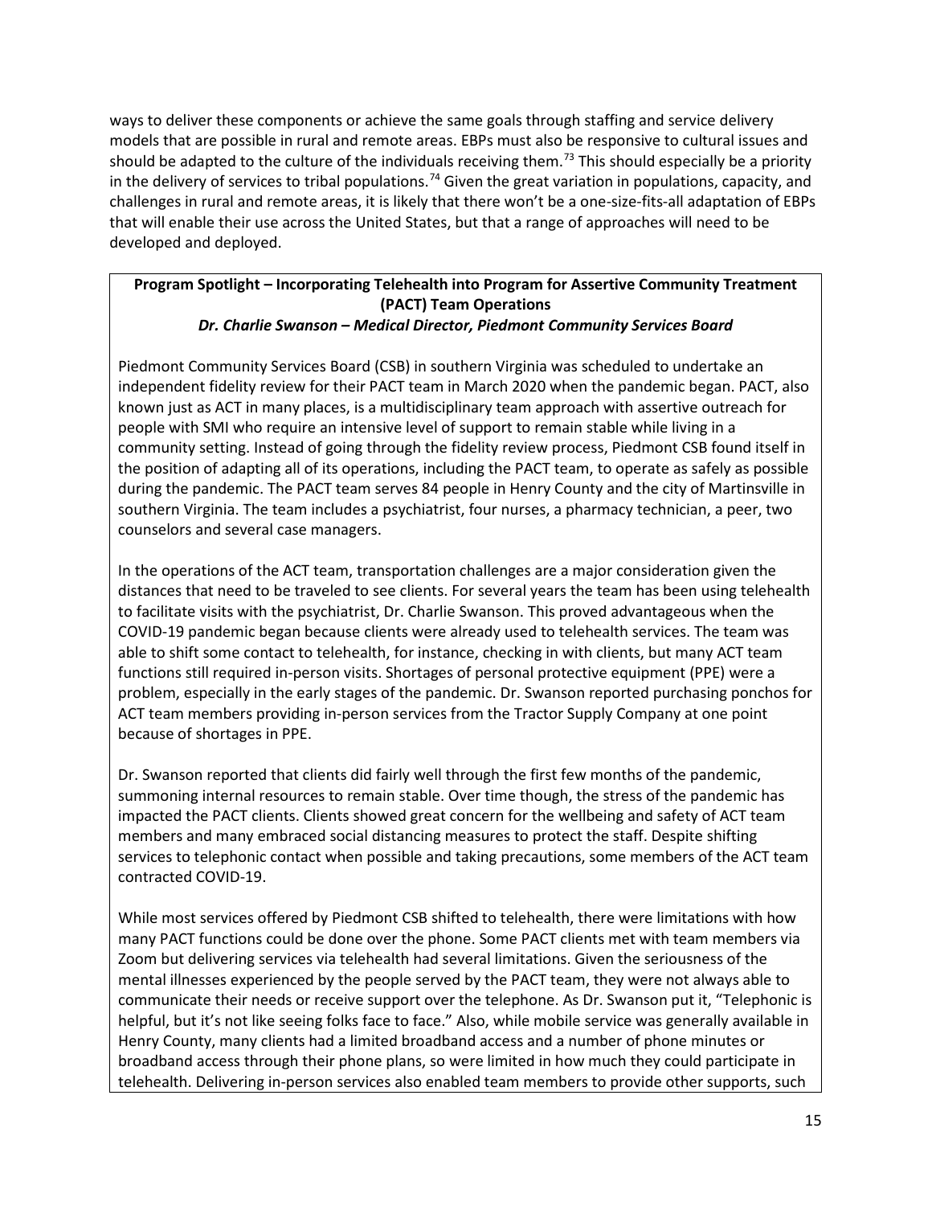ways to deliver these components or achieve the same goals through staffing and service delivery models that are possible in rural and remote areas. EBPs must also be responsive to cultural issues and should be adapted to the culture of the individuals receiving them.[73] This should especially be a priority in the delivery of services to tribal populations.[74] Given the great variation in populations, capacity, and challenges in rural and remote areas, it is likely that there won't be a one-size-fits-all adaptation of EBPs that will enable their use across the United States, but that a range of approaches will need to be developed and deployed.

**Program Spotlight – Incorporating Telehealth into Program for Assertive Community Treatment (PACT) Team Operations**

***Dr. Charlie Swanson – Medical Director, Piedmont Community Services Board***

Piedmont Community Services Board (CSB) in southern Virginia was scheduled to undertake an independent fidelity review for their PACT team in March 2020 when the pandemic began. PACT, also known just as ACT in many places, is a multidisciplinary team approach with assertive outreach for people with SMI who require an intensive level of support to remain stable while living in a community setting. Instead of going through the fidelity review process, Piedmont CSB found itself in the position of adapting all of its operations, including the PACT team, to operate as safely as possible during the pandemic. The PACT team serves 84 people in Henry County and the city of Martinsville in southern Virginia. The team includes a psychiatrist, four nurses, a pharmacy technician, a peer, two counselors and several case managers.

In the operations of the ACT team, transportation challenges are a major consideration given the distances that need to be traveled to see clients. For several years the team has been using telehealth to facilitate visits with the psychiatrist, Dr. Charlie Swanson. This proved advantageous when the COVID-19 pandemic began because clients were already used to telehealth services. The team was able to shift some contact to telehealth, for instance, checking in with clients, but many ACT team functions still required in-person visits. Shortages of personal protective equipment (PPE) were a problem, especially in the early stages of the pandemic. Dr. Swanson reported purchasing ponchos for ACT team members providing in-person services from the Tractor Supply Company at one point because of shortages in PPE.

Dr. Swanson reported that clients did fairly well through the first few months of the pandemic, summoning internal resources to remain stable. Over time though, the stress of the pandemic has impacted the PACT clients. Clients showed great concern for the wellbeing and safety of ACT team members and many embraced social distancing measures to protect the staff. Despite shifting services to telephonic contact when possible and taking precautions, some members of the ACT team contracted COVID-19.

While most services offered by Piedmont CSB shifted to telehealth, there were limitations with how many PACT functions could be done over the phone. Some PACT clients met with team members via Zoom but delivering services via telehealth had several limitations. Given the seriousness of the mental illnesses experienced by the people served by the PACT team, they were not always able to communicate their needs or receive support over the telephone. As Dr. Swanson put it, "Telephonic is helpful, but it's not like seeing folks face to face." Also, while mobile service was generally available in Henry County, many clients had a limited broadband access and a number of phone minutes or broadband access through their phone plans, so were limited in how much they could participate in telehealth. Delivering in-person services also enabled team members to provide other supports, such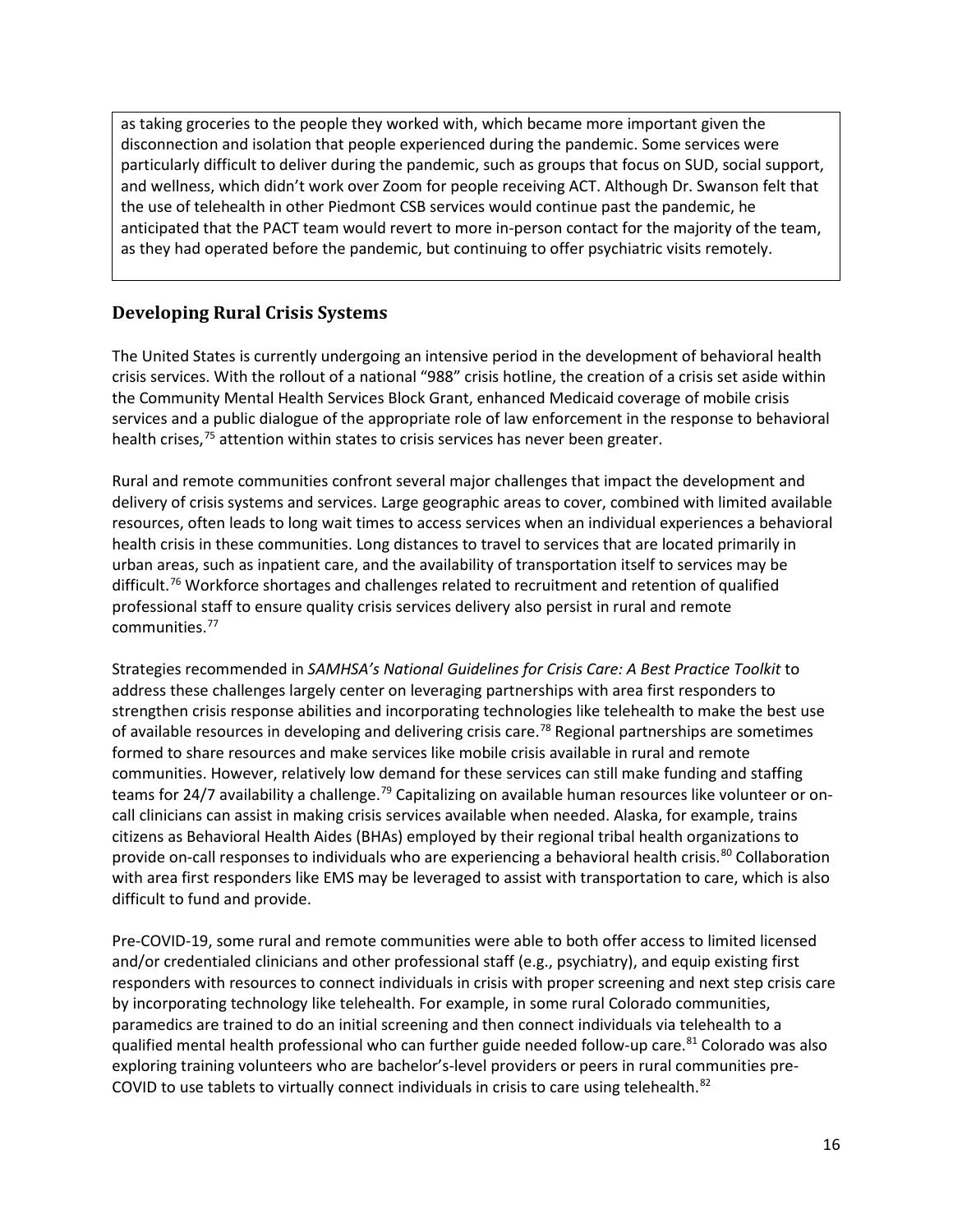as taking groceries to the people they worked with, which became more important given the disconnection and isolation that people experienced during the pandemic. Some services were particularly difficult to deliver during the pandemic, such as groups that focus on SUD, social support, and wellness, which didn't work over Zoom for people receiving ACT. Although Dr. Swanson felt that the use of telehealth in other Piedmont CSB services would continue past the pandemic, he anticipated that the PACT team would revert to more in-person contact for the majority of the team, as they had operated before the pandemic, but continuing to offer psychiatric visits remotely.

## Developing Rural Crisis Systems

The United States is currently undergoing an intensive period in the development of behavioral health crisis services. With the rollout of a national "988" crisis hotline, the creation of a crisis set aside within the Community Mental Health Services Block Grant, enhanced Medicaid coverage of mobile crisis services and a public dialogue of the appropriate role of law enforcement in the response to behavioral health crises,[75] attention within states to crisis services has never been greater.

Rural and remote communities confront several major challenges that impact the development and delivery of crisis systems and services. Large geographic areas to cover, combined with limited available resources, often leads to long wait times to access services when an individual experiences a behavioral health crisis in these communities. Long distances to travel to services that are located primarily in urban areas, such as inpatient care, and the availability of transportation itself to services may be difficult.[76] Workforce shortages and challenges related to recruitment and retention of qualified professional staff to ensure quality crisis services delivery also persist in rural and remote communities.[77]

Strategies recommended in *SAMHSA's National Guidelines for Crisis Care: A Best Practice Toolkit* to address these challenges largely center on leveraging partnerships with area first responders to strengthen crisis response abilities and incorporating technologies like telehealth to make the best use of available resources in developing and delivering crisis care.[78] Regional partnerships are sometimes formed to share resources and make services like mobile crisis available in rural and remote communities. However, relatively low demand for these services can still make funding and staffing teams for 24/7 availability a challenge.[79] Capitalizing on available human resources like volunteer or on-call clinicians can assist in making crisis services available when needed. Alaska, for example, trains citizens as Behavioral Health Aides (BHAs) employed by their regional tribal health organizations to provide on-call responses to individuals who are experiencing a behavioral health crisis.[80] Collaboration with area first responders like EMS may be leveraged to assist with transportation to care, which is also difficult to fund and provide.

Pre-COVID-19, some rural and remote communities were able to both offer access to limited licensed and/or credentialed clinicians and other professional staff (e.g., psychiatry), and equip existing first responders with resources to connect individuals in crisis with proper screening and next step crisis care by incorporating technology like telehealth. For example, in some rural Colorado communities, paramedics are trained to do an initial screening and then connect individuals via telehealth to a qualified mental health professional who can further guide needed follow-up care.[81] Colorado was also exploring training volunteers who are bachelor's-level providers or peers in rural communities pre-COVID to use tablets to virtually connect individuals in crisis to care using telehealth.[82]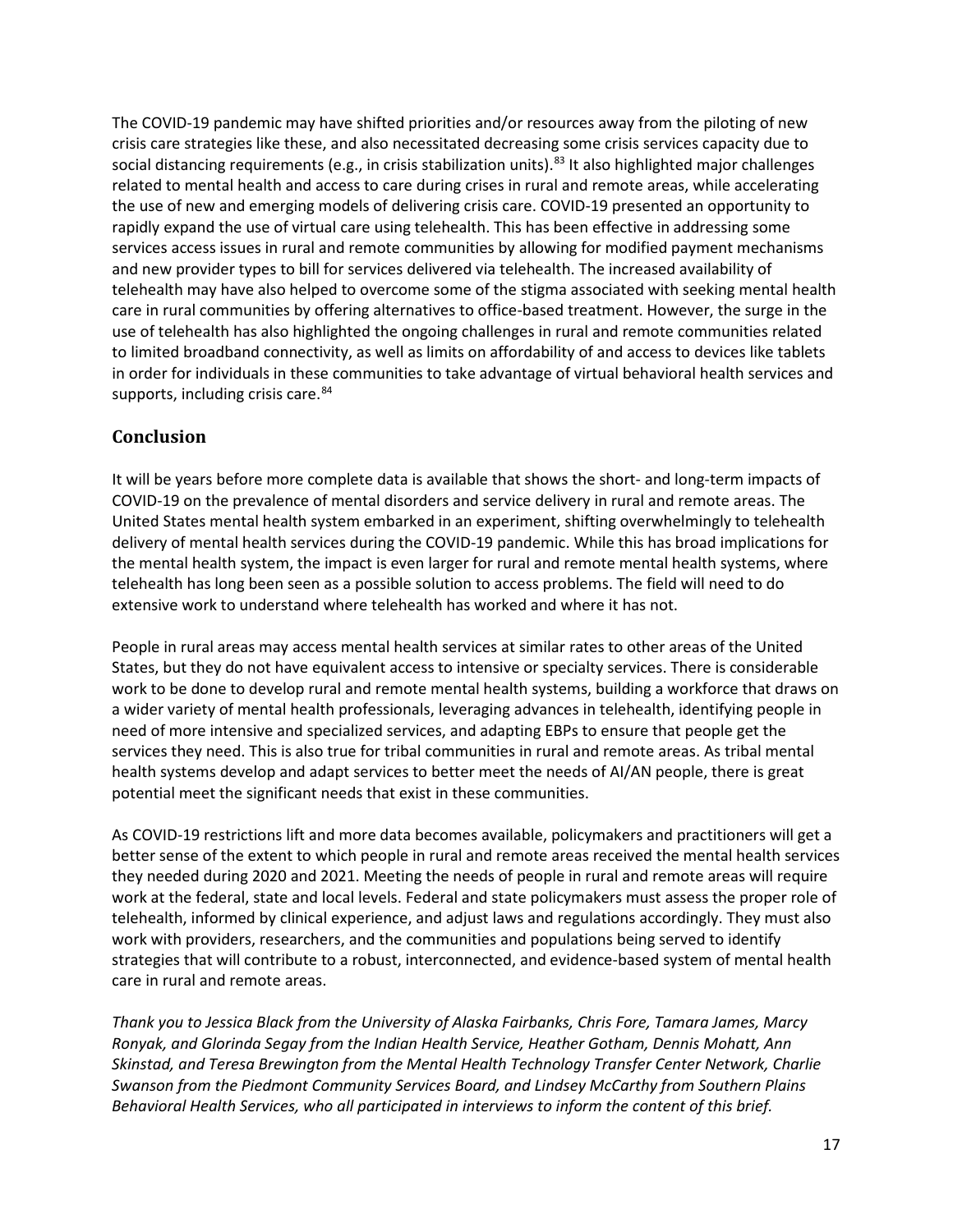The COVID-19 pandemic may have shifted priorities and/or resources away from the piloting of new crisis care strategies like these, and also necessitated decreasing some crisis services capacity due to social distancing requirements (e.g., in crisis stabilization units).[83] It also highlighted major challenges related to mental health and access to care during crises in rural and remote areas, while accelerating the use of new and emerging models of delivering crisis care. COVID-19 presented an opportunity to rapidly expand the use of virtual care using telehealth. This has been effective in addressing some services access issues in rural and remote communities by allowing for modified payment mechanisms and new provider types to bill for services delivered via telehealth. The increased availability of telehealth may have also helped to overcome some of the stigma associated with seeking mental health care in rural communities by offering alternatives to office-based treatment. However, the surge in the use of telehealth has also highlighted the ongoing challenges in rural and remote communities related to limited broadband connectivity, as well as limits on affordability of and access to devices like tablets in order for individuals in these communities to take advantage of virtual behavioral health services and supports, including crisis care.[84]

## Conclusion

It will be years before more complete data is available that shows the short- and long-term impacts of COVID-19 on the prevalence of mental disorders and service delivery in rural and remote areas. The United States mental health system embarked in an experiment, shifting overwhelmingly to telehealth delivery of mental health services during the COVID-19 pandemic. While this has broad implications for the mental health system, the impact is even larger for rural and remote mental health systems, where telehealth has long been seen as a possible solution to access problems. The field will need to do extensive work to understand where telehealth has worked and where it has not.

People in rural areas may access mental health services at similar rates to other areas of the United States, but they do not have equivalent access to intensive or specialty services. There is considerable work to be done to develop rural and remote mental health systems, building a workforce that draws on a wider variety of mental health professionals, leveraging advances in telehealth, identifying people in need of more intensive and specialized services, and adapting EBPs to ensure that people get the services they need. This is also true for tribal communities in rural and remote areas. As tribal mental health systems develop and adapt services to better meet the needs of AI/AN people, there is great potential meet the significant needs that exist in these communities.

As COVID-19 restrictions lift and more data becomes available, policymakers and practitioners will get a better sense of the extent to which people in rural and remote areas received the mental health services they needed during 2020 and 2021. Meeting the needs of people in rural and remote areas will require work at the federal, state and local levels. Federal and state policymakers must assess the proper role of telehealth, informed by clinical experience, and adjust laws and regulations accordingly. They must also work with providers, researchers, and the communities and populations being served to identify strategies that will contribute to a robust, interconnected, and evidence-based system of mental health care in rural and remote areas.

*Thank you to Jessica Black from the University of Alaska Fairbanks, Chris Fore, Tamara James, Marcy Ronyak, and Glorinda Segay from the Indian Health Service, Heather Gotham, Dennis Mohatt, Ann Skinstad, and Teresa Brewington from the Mental Health Technology Transfer Center Network, Charlie Swanson from the Piedmont Community Services Board, and Lindsey McCarthy from Southern Plains Behavioral Health Services, who all participated in interviews to inform the content of this brief.*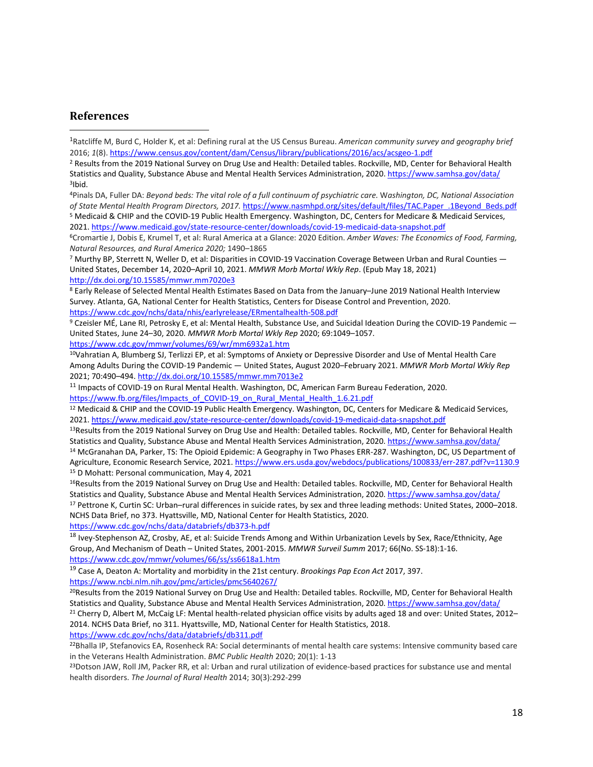## References

[1]Ratcliffe M, Burd C, Holder K, et al: Defining rural at the US Census Bureau. *American community survey and geography brief* 2016; *1*(8). https://www.census.gov/content/dam/Census/library/publications/2016/acs/acsgeo-1.pdf

[2] Results from the 2019 National Survey on Drug Use and Health: Detailed tables. Rockville, MD, Center for Behavioral Health Statistics and Quality, Substance Abuse and Mental Health Services Administration, 2020. https://www.samhsa.gov/data/

[3]Ibid.

[4]Pinals DA, Fuller DA: *Beyond beds: The vital role of a full continuum of psychiatric care.* W*ashington, DC, National Association of State Mental Health Program Directors, 2017.* https://www.nasmhpd.org/sites/default/files/TAC.Paper_.1Beyond_Beds.pdf

[5] Medicaid & CHIP and the COVID-19 Public Health Emergency. Washington, DC, Centers for Medicare & Medicaid Services, 2021. https://www.medicaid.gov/state-resource-center/downloads/covid-19-medicaid-data-snapshot.pdf

[6]Cromartie J, Dobis E, Krumel T, et al: Rural America at a Glance: 2020 Edition. *Amber Waves: The Economics of Food, Farming, Natural Resources, and Rural America 2020;* 1490–1865

[7] Murthy BP, Sterrett N, Weller D, et al: Disparities in COVID-19 Vaccination Coverage Between Urban and Rural Counties — United States, December 14, 2020–April 10, 2021. *MMWR Morb Mortal Wkly Rep*. (Epub May 18, 2021) http://dx.doi.org/10.15585/mmwr.mm7020e3

[8] Early Release of Selected Mental Health Estimates Based on Data from the January–June 2019 National Health Interview Survey. Atlanta, GA, National Center for Health Statistics, Centers for Disease Control and Prevention, 2020. https://www.cdc.gov/nchs/data/nhis/earlyrelease/ERmentalhealth-508.pdf

[9] Czeisler MÉ, Lane RI, Petrosky E, et al: Mental Health, Substance Use, and Suicidal Ideation During the COVID-19 Pandemic — United States, June 24–30, 2020. *MMWR Morb Mortal Wkly Rep* 2020; 69:1049–1057. https://www.cdc.gov/mmwr/volumes/69/wr/mm6932a1.htm

[10]Vahratian A, Blumberg SJ, Terlizzi EP, et al: Symptoms of Anxiety or Depressive Disorder and Use of Mental Health Care Among Adults During the COVID-19 Pandemic — United States, August 2020–February 2021. *MMWR Morb Mortal Wkly Rep* 2021; 70:490–494. http://dx.doi.org/10.15585/mmwr.mm7013e2

[11] Impacts of COVID-19 on Rural Mental Health. Washington, DC, American Farm Bureau Federation, 2020. https://www.fb.org/files/Impacts_of_COVID-19_on_Rural_Mental_Health_1.6.21.pdf

[12] Medicaid & CHIP and the COVID-19 Public Health Emergency. Washington, DC, Centers for Medicare & Medicaid Services, 2021. https://www.medicaid.gov/state-resource-center/downloads/covid-19-medicaid-data-snapshot.pdf

[13]Results from the 2019 National Survey on Drug Use and Health: Detailed tables. Rockville, MD, Center for Behavioral Health Statistics and Quality, Substance Abuse and Mental Health Services Administration, 2020. https://www.samhsa.gov/data/

[14] McGranahan DA, Parker, TS: The Opioid Epidemic: A Geography in Two Phases ERR-287. Washington, DC, US Department of Agriculture, Economic Research Service, 2021. https://www.ers.usda.gov/webdocs/publications/100833/err-287.pdf?v=1130.9

[15] D Mohatt: Personal communication, May 4, 2021

[16]Results from the 2019 National Survey on Drug Use and Health: Detailed tables. Rockville, MD, Center for Behavioral Health Statistics and Quality, Substance Abuse and Mental Health Services Administration, 2020. https://www.samhsa.gov/data/

[17] Pettrone K, Curtin SC: Urban–rural differences in suicide rates, by sex and three leading methods: United States, 2000–2018. NCHS Data Brief, no 373. Hyattsville, MD, National Center for Health Statistics, 2020. https://www.cdc.gov/nchs/data/databriefs/db373-h.pdf

[18] Ivey-Stephenson AZ, Crosby, AE, et al: Suicide Trends Among and Within Urbanization Levels by Sex, Race/Ethnicity, Age Group, And Mechanism of Death – United States, 2001-2015. *MMWR Surveil Summ* 2017; 66(No. SS-18):1-16. https://www.cdc.gov/mmwr/volumes/66/ss/ss6618a1.htm

[19] Case A, Deaton A: Mortality and morbidity in the 21st century. *Brookings Pap Econ Act* 2017, 397. https://www.ncbi.nlm.nih.gov/pmc/articles/pmc5640267/

[20]Results from the 2019 National Survey on Drug Use and Health: Detailed tables. Rockville, MD, Center for Behavioral Health Statistics and Quality, Substance Abuse and Mental Health Services Administration, 2020. https://www.samhsa.gov/data/

[21] Cherry D, Albert M, McCaig LF: Mental health-related physician office visits by adults aged 18 and over: United States, 2012–2014. NCHS Data Brief, no 311. Hyattsville, MD, National Center for Health Statistics, 2018. https://www.cdc.gov/nchs/data/databriefs/db311.pdf

[22]Bhalla IP, Stefanovics EA, Rosenheck RA: Social determinants of mental health care systems: Intensive community based care in the Veterans Health Administration. *BMC Public Health* 2020; 20(1): 1-13

[23]Dotson JAW, Roll JM, Packer RR, et al: Urban and rural utilization of evidence-based practices for substance use and mental health disorders. *The Journal of Rural Health* 2014; 30(3):292-299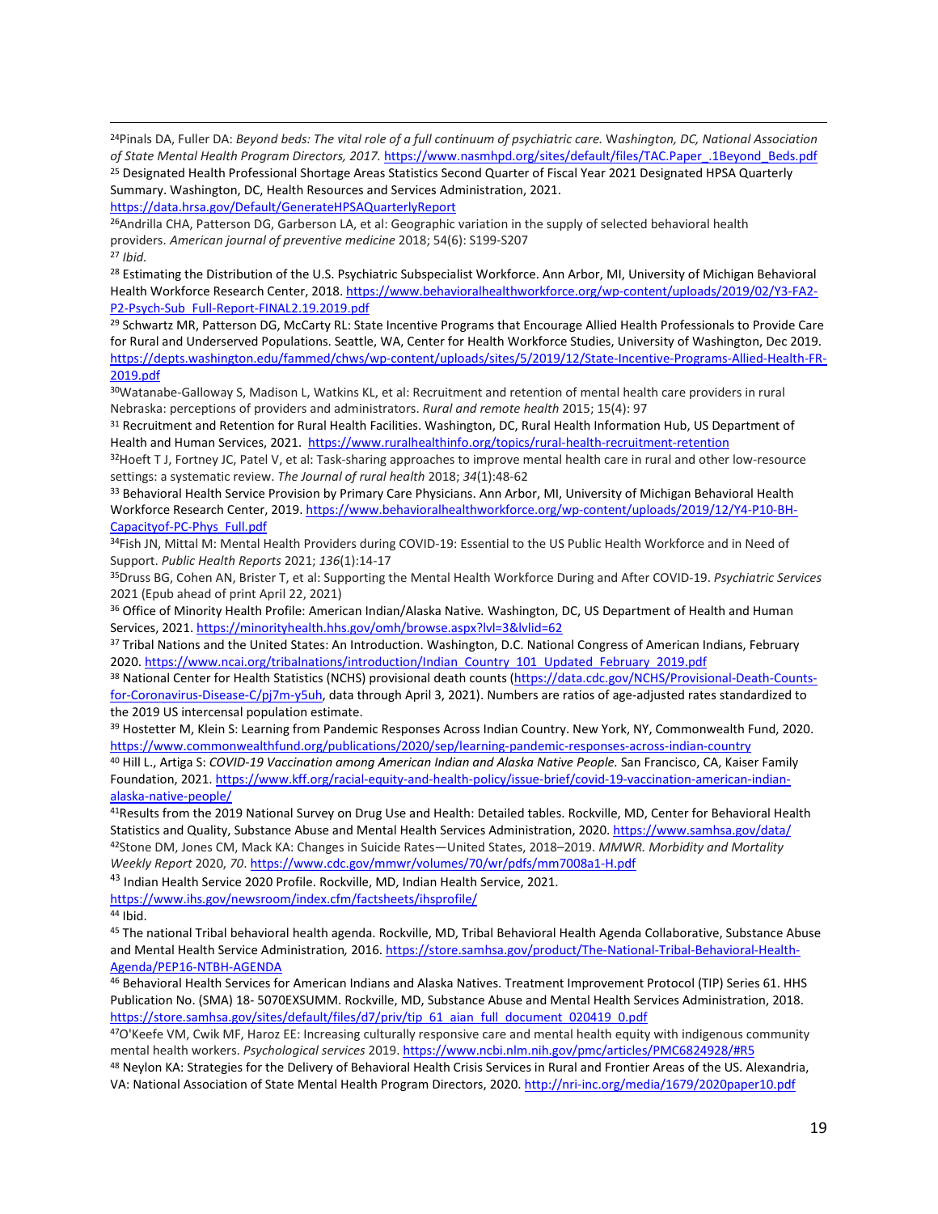[24]Pinals DA, Fuller DA: *Beyond beds: The vital role of a full continuum of psychiatric care.* Washington, DC, *National Association of State Mental Health Program Directors, 2017.* https://www.nasmhpd.org/sites/default/files/TAC.Paper_.1Beyond_Beds.pdf

[25] Designated Health Professional Shortage Areas Statistics Second Quarter of Fiscal Year 2021 Designated HPSA Quarterly Summary. Washington, DC, Health Resources and Services Administration, 2021. https://data.hrsa.gov/Default/GenerateHPSAQuarterlyReport

[26]Andrilla CHA, Patterson DG, Garberson LA, et al: Geographic variation in the supply of selected behavioral health providers. *American journal of preventive medicine* 2018; 54(6): S199-S207

[27] *Ibid.*

[28] Estimating the Distribution of the U.S. Psychiatric Subspecialist Workforce. Ann Arbor, MI, University of Michigan Behavioral Health Workforce Research Center, 2018. https://www.behavioralhealthworkforce.org/wp-content/uploads/2019/02/Y3-FA2-P2-Psych-Sub_Full-Report-FINAL2.19.2019.pdf

[29] Schwartz MR, Patterson DG, McCarty RL: State Incentive Programs that Encourage Allied Health Professionals to Provide Care for Rural and Underserved Populations. Seattle, WA, Center for Health Workforce Studies, University of Washington, Dec 2019. https://depts.washington.edu/fammed/chws/wp-content/uploads/sites/5/2019/12/State-Incentive-Programs-Allied-Health-FR-2019.pdf

[30]Watanabe-Galloway S, Madison L, Watkins KL, et al: Recruitment and retention of mental health care providers in rural Nebraska: perceptions of providers and administrators. *Rural and remote health* 2015; 15(4): 97

[31] Recruitment and Retention for Rural Health Facilities. Washington, DC, Rural Health Information Hub, US Department of Health and Human Services, 2021. https://www.ruralhealthinfo.org/topics/rural-health-recruitment-retention

[32]Hoeft T J, Fortney JC, Patel V, et al: Task-sharing approaches to improve mental health care in rural and other low-resource settings: a systematic review. *The Journal of rural health* 2018; *34*(1):48-62

[33] Behavioral Health Service Provision by Primary Care Physicians. Ann Arbor, MI, University of Michigan Behavioral Health Workforce Research Center, 2019. https://www.behavioralhealthworkforce.org/wp-content/uploads/2019/12/Y4-P10-BH-Capacityof-PC-Phys_Full.pdf

[34]Fish JN, Mittal M: Mental Health Providers during COVID-19: Essential to the US Public Health Workforce and in Need of Support. *Public Health Reports* 2021; *136*(1):14-17

[35]Druss BG, Cohen AN, Brister T, et al: Supporting the Mental Health Workforce During and After COVID-19. *Psychiatric Services* 2021 (Epub ahead of print April 22, 2021)

[36] Office of Minority Health Profile: American Indian/Alaska Native. Washington, DC, US Department of Health and Human Services, 2021. https://minorityhealth.hhs.gov/omh/browse.aspx?lvl=3&lvlid=62

[37] Tribal Nations and the United States: An Introduction. Washington, D.C. National Congress of American Indians, February 2020. https://www.ncai.org/tribalnations/introduction/Indian_Country_101_Updated_February_2019.pdf

[38] National Center for Health Statistics (NCHS) provisional death counts (https://data.cdc.gov/NCHS/Provisional-Death-Counts-for-Coronavirus-Disease-C/pj7m-y5uh, data through April 3, 2021). Numbers are ratios of age-adjusted rates standardized to the 2019 US intercensal population estimate.

[39] Hostetter M, Klein S: Learning from Pandemic Responses Across Indian Country. New York, NY, Commonwealth Fund, 2020. https://www.commonwealthfund.org/publications/2020/sep/learning-pandemic-responses-across-indian-country

[40] Hill L., Artiga S: *COVID-19 Vaccination among American Indian and Alaska Native People.* San Francisco, CA, Kaiser Family Foundation, 2021. https://www.kff.org/racial-equity-and-health-policy/issue-brief/covid-19-vaccination-american-indian-alaska-native-people/

[41]Results from the 2019 National Survey on Drug Use and Health: Detailed tables. Rockville, MD, Center for Behavioral Health Statistics and Quality, Substance Abuse and Mental Health Services Administration, 2020. https://www.samhsa.gov/data/

[42]Stone DM, Jones CM, Mack KA: Changes in Suicide Rates—United States, 2018–2019. *MMWR. Morbidity and Mortality Weekly Report* 2020, *70*. https://www.cdc.gov/mmwr/volumes/70/wr/pdfs/mm7008a1-H.pdf

[43] Indian Health Service 2020 Profile. Rockville, MD, Indian Health Service, 2021. https://www.ihs.gov/newsroom/index.cfm/factsheets/ihsprofile/

[44] Ibid.

[45] The national Tribal behavioral health agenda. Rockville, MD, Tribal Behavioral Health Agenda Collaborative, Substance Abuse and Mental Health Service Administration*,* 2016. https://store.samhsa.gov/product/The-National-Tribal-Behavioral-Health-Agenda/PEP16-NTBH-AGENDA

[46] Behavioral Health Services for American Indians and Alaska Natives. Treatment Improvement Protocol (TIP) Series 61. HHS Publication No. (SMA) 18- 5070EXSUMM. Rockville, MD, Substance Abuse and Mental Health Services Administration, 2018. https://store.samhsa.gov/sites/default/files/d7/priv/tip_61_aian_full_document_020419_0.pdf

[47]O'Keefe VM, Cwik MF, Haroz EE: Increasing culturally responsive care and mental health equity with indigenous community mental health workers. *Psychological services* 2019. https://www.ncbi.nlm.nih.gov/pmc/articles/PMC6824928/#R5

[48] Neylon KA: Strategies for the Delivery of Behavioral Health Crisis Services in Rural and Frontier Areas of the US. Alexandria, VA: National Association of State Mental Health Program Directors, 2020. http://nri-inc.org/media/1679/2020paper10.pdf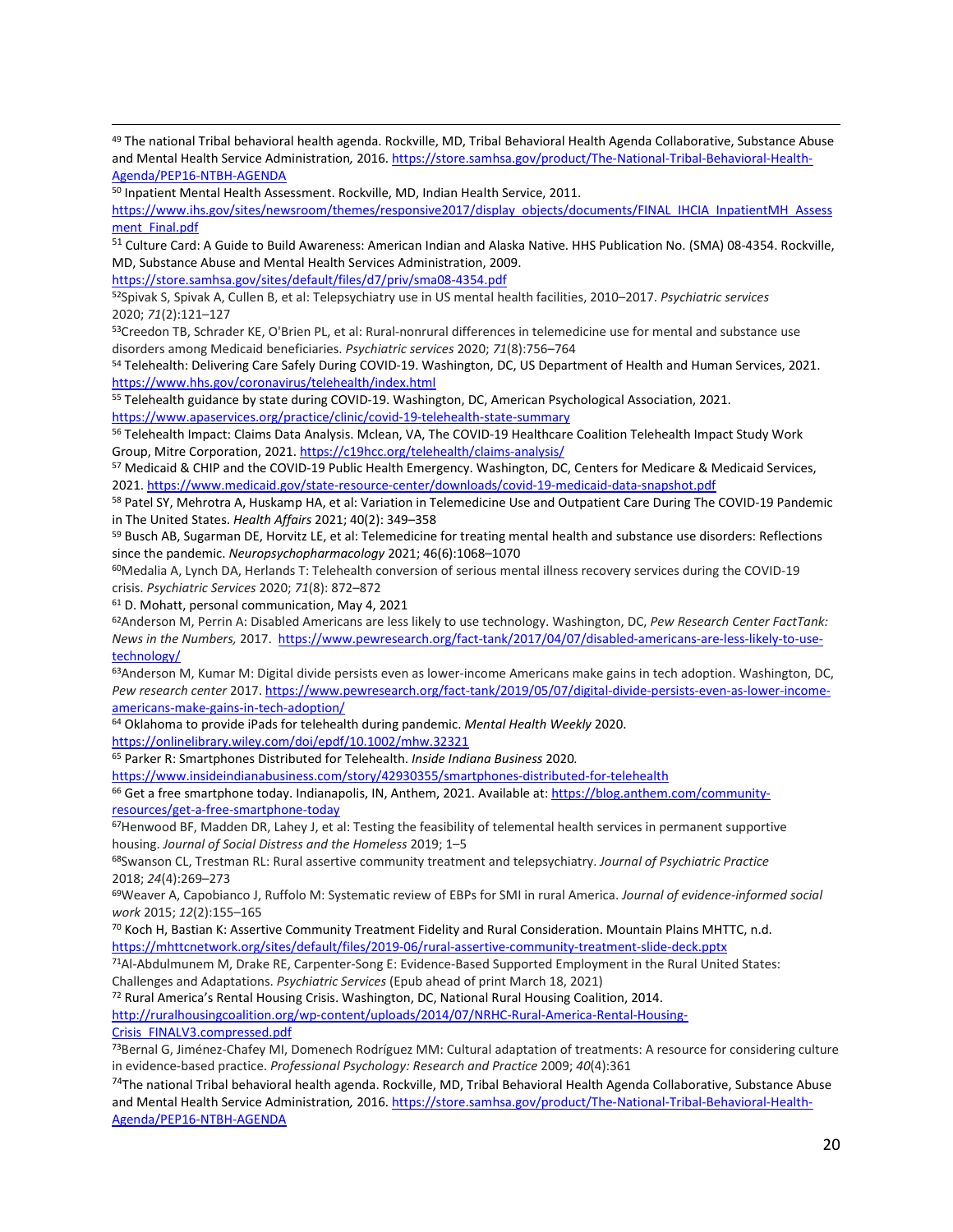[49] The national Tribal behavioral health agenda. Rockville, MD, Tribal Behavioral Health Agenda Collaborative, Substance Abuse and Mental Health Service Administration*,* 2016. https://store.samhsa.gov/product/The-National-Tribal-Behavioral-Health-Agenda/PEP16-NTBH-AGENDA

[50] Inpatient Mental Health Assessment. Rockville, MD, Indian Health Service, 2011. https://www.ihs.gov/sites/newsroom/themes/responsive2017/display_objects/documents/FINAL_IHCIA_InpatientMH_Assessment_Final.pdf

[51] Culture Card: A Guide to Build Awareness: American Indian and Alaska Native. HHS Publication No. (SMA) 08-4354. Rockville, MD, Substance Abuse and Mental Health Services Administration, 2009. https://store.samhsa.gov/sites/default/files/d7/priv/sma08-4354.pdf

[52] Spivak S, Spivak A, Cullen B, et al: Telepsychiatry use in US mental health facilities, 2010–2017. *Psychiatric services* 2020; *71*(2):121–127

[53] Creedon TB, Schrader KE, O'Brien PL, et al: Rural-nonrural differences in telemedicine use for mental and substance use disorders among Medicaid beneficiaries. *Psychiatric services* 2020; *71*(8):756–764

[54] Telehealth: Delivering Care Safely During COVID-19. Washington, DC, US Department of Health and Human Services, 2021. https://www.hhs.gov/coronavirus/telehealth/index.html

[55] Telehealth guidance by state during COVID-19. Washington, DC, American Psychological Association, 2021. https://www.apaservices.org/practice/clinic/covid-19-telehealth-state-summary

[56] Telehealth Impact: Claims Data Analysis. Mclean, VA, The COVID-19 Healthcare Coalition Telehealth Impact Study Work Group, Mitre Corporation, 2021. https://c19hcc.org/telehealth/claims-analysis/

[57] Medicaid & CHIP and the COVID-19 Public Health Emergency. Washington, DC, Centers for Medicare & Medicaid Services, 2021. https://www.medicaid.gov/state-resource-center/downloads/covid-19-medicaid-data-snapshot.pdf

[58] Patel SY, Mehrotra A, Huskamp HA, et al: Variation in Telemedicine Use and Outpatient Care During The COVID-19 Pandemic in The United States. *Health Affairs* 2021; 40(2): 349–358

[59] Busch AB, Sugarman DE, Horvitz LE, et al: Telemedicine for treating mental health and substance use disorders: Reflections since the pandemic. *Neuropsychopharmacology* 2021; 46(6):1068–1070

[60] Medalia A, Lynch DA, Herlands T: Telehealth conversion of serious mental illness recovery services during the COVID-19 crisis. *Psychiatric Services* 2020; *71*(8): 872–872

[61] D. Mohatt, personal communication, May 4, 2021

[62] Anderson M, Perrin A: Disabled Americans are less likely to use technology. Washington, DC, *Pew Research Center FactTank: News in the Numbers,* 2017. https://www.pewresearch.org/fact-tank/2017/04/07/disabled-americans-are-less-likely-to-use-technology/

[63] Anderson M, Kumar M: Digital divide persists even as lower-income Americans make gains in tech adoption. Washington, DC, *Pew research center* 2017. https://www.pewresearch.org/fact-tank/2019/05/07/digital-divide-persists-even-as-lower-income-americans-make-gains-in-tech-adoption/

[64] Oklahoma to provide iPads for telehealth during pandemic. *Mental Health Weekly* 2020. https://onlinelibrary.wiley.com/doi/epdf/10.1002/mhw.32321

[65] Parker R: Smartphones Distributed for Telehealth. *Inside Indiana Business* 2020*.* https://www.insideindianabusiness.com/story/42930355/smartphones-distributed-for-telehealth

[66] Get a free smartphone today. Indianapolis, IN, Anthem, 2021. Available at: https://blog.anthem.com/community-resources/get-a-free-smartphone-today

[67] Henwood BF, Madden DR, Lahey J, et al: Testing the feasibility of telemental health services in permanent supportive housing. *Journal of Social Distress and the Homeless* 2019; 1–5

[68] Swanson CL, Trestman RL: Rural assertive community treatment and telepsychiatry. *Journal of Psychiatric Practice* 2018; *24*(4):269–273

[69] Weaver A, Capobianco J, Ruffolo M: Systematic review of EBPs for SMI in rural America. *Journal of evidence-informed social work* 2015; *12*(2):155–165

[70] Koch H, Bastian K: Assertive Community Treatment Fidelity and Rural Consideration. Mountain Plains MHTTC, n.d. https://mhttcnetwork.org/sites/default/files/2019-06/rural-assertive-community-treatment-slide-deck.pptx

[71] Al-Abdulmunem M, Drake RE, Carpenter-Song E: Evidence-Based Supported Employment in the Rural United States: Challenges and Adaptations. *Psychiatric Services* (Epub ahead of print March 18, 2021)

[72] Rural America's Rental Housing Crisis. Washington, DC, National Rural Housing Coalition, 2014. http://ruralhousingcoalition.org/wp-content/uploads/2014/07/NRHC-Rural-America-Rental-Housing-Crisis_FINALV3.compressed.pdf

[73] Bernal G, Jiménez-Chafey MI, Domenech Rodríguez MM: Cultural adaptation of treatments: A resource for considering culture in evidence-based practice. *Professional Psychology: Research and Practice* 2009; *40*(4):361

[74] The national Tribal behavioral health agenda. Rockville, MD, Tribal Behavioral Health Agenda Collaborative, Substance Abuse and Mental Health Service Administration*,* 2016. https://store.samhsa.gov/product/The-National-Tribal-Behavioral-Health-Agenda/PEP16-NTBH-AGENDA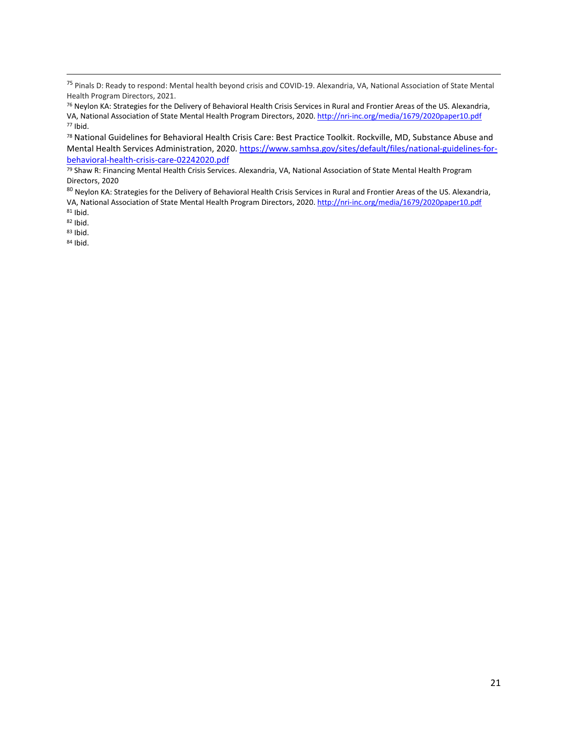[75] Pinals D: Ready to respond: Mental health beyond crisis and COVID-19. Alexandria, VA, National Association of State Mental Health Program Directors, 2021.

[76] Neylon KA: Strategies for the Delivery of Behavioral Health Crisis Services in Rural and Frontier Areas of the US. Alexandria, VA, National Association of State Mental Health Program Directors, 2020. http://nri-inc.org/media/1679/2020paper10.pdf

[77] Ibid.

[78] National Guidelines for Behavioral Health Crisis Care: Best Practice Toolkit. Rockville, MD, Substance Abuse and Mental Health Services Administration, 2020. https://www.samhsa.gov/sites/default/files/national-guidelines-for-behavioral-health-crisis-care-02242020.pdf

[79] Shaw R: Financing Mental Health Crisis Services. Alexandria, VA, National Association of State Mental Health Program Directors, 2020

[80] Neylon KA: Strategies for the Delivery of Behavioral Health Crisis Services in Rural and Frontier Areas of the US. Alexandria, VA, National Association of State Mental Health Program Directors, 2020. http://nri-inc.org/media/1679/2020paper10.pdf

[81] Ibid.

[82] Ibid.

[83] Ibid.

[84] Ibid.